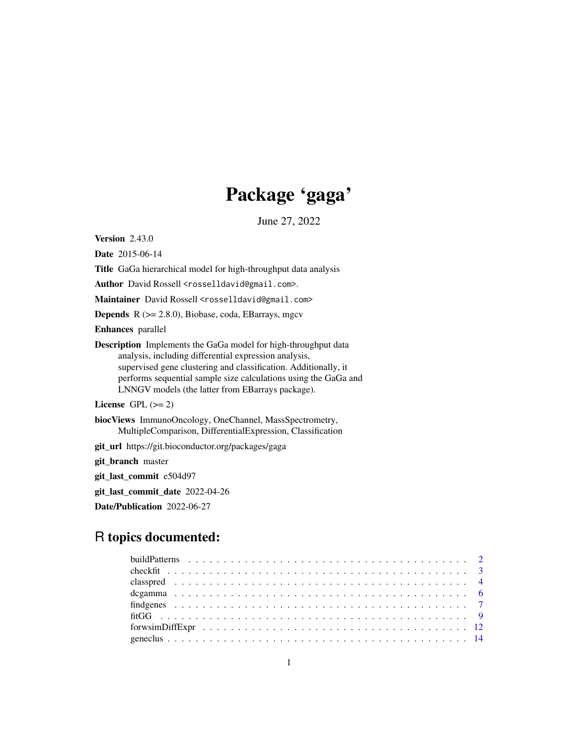# Package 'gaga'

June 27, 2022

**Version** 2.43.0

**Date** 2015-06-14

**Title** GaGa hierarchical model for high-throughput data analysis

**Author** David Rossell <rosselldavid@gmail.com>.

**Maintainer** David Rossell <rosselldavid@gmail.com>

**Depends** R (>= 2.8.0), Biobase, coda, EBarrays, mgcv

**Enhances** parallel

**Description** Implements the GaGa model for high-throughput data analysis, including differential expression analysis, supervised gene clustering and classification. Additionally, it performs sequential sample size calculations using the GaGa and LNNGV models (the latter from EBarrays package).

**License** GPL (>= 2)

**biocViews** ImmunoOncology, OneChannel, MassSpectrometry, MultipleComparison, DifferentialExpression, Classification

**git_url** https://git.bioconductor.org/packages/gaga

**git_branch** master

**git_last_commit** e504d97

**git_last_commit_date** 2022-04-26

**Date/Publication** 2022-06-27

## R topics documented:

| | |
|---|---|
| buildPatterns | 2 |
| checkfit | 3 |
| classpred | 4 |
| dcgamma | 6 |
| findgenes | 7 |
| fitGG | 9 |
| forwsimDiffExpr | 12 |
| geneclus | 14 |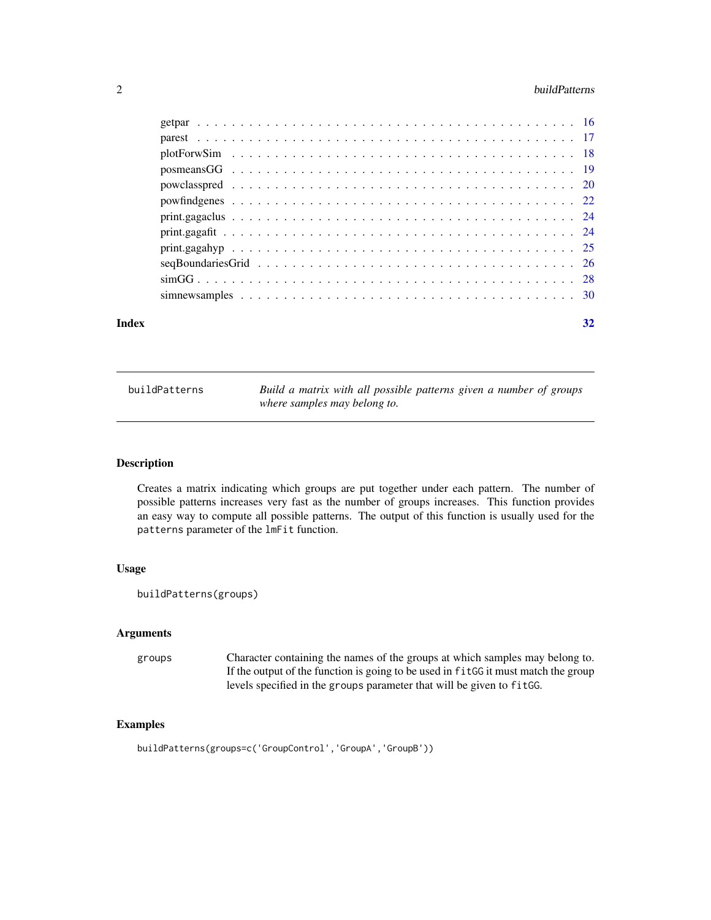getpar . . . . . . . . . . . . . . . . . . . . . . . . . . . . . . . . . . . . . . . . 16
parest . . . . . . . . . . . . . . . . . . . . . . . . . . . . . . . . . . . . . . . . 17
plotForwSim . . . . . . . . . . . . . . . . . . . . . . . . . . . . . . . . . . . . . 18
posmeansGG . . . . . . . . . . . . . . . . . . . . . . . . . . . . . . . . . . . . . 19
powclasspred . . . . . . . . . . . . . . . . . . . . . . . . . . . . . . . . . . . . 20
powfindgenes . . . . . . . . . . . . . . . . . . . . . . . . . . . . . . . . . . . . 22
print.gagaclus . . . . . . . . . . . . . . . . . . . . . . . . . . . . . . . . . . . 24
print.gagafit . . . . . . . . . . . . . . . . . . . . . . . . . . . . . . . . . . . . 24
print.gagahyp . . . . . . . . . . . . . . . . . . . . . . . . . . . . . . . . . . . 25
seqBoundariesGrid . . . . . . . . . . . . . . . . . . . . . . . . . . . . . . . . . 26
simGG . . . . . . . . . . . . . . . . . . . . . . . . . . . . . . . . . . . . . . . . 28
simnewsamples . . . . . . . . . . . . . . . . . . . . . . . . . . . . . . . . . . . 30

**Index** 32

---

`buildPatterns` *Build a matrix with all possible patterns given a number of groups where samples may belong to.*

---

## Description

Creates a matrix indicating which groups are put together under each pattern. The number of possible patterns increases very fast as the number of groups increases. This function provides an easy way to compute all possible patterns. The output of this function is usually used for the `patterns` parameter of the `lmFit` function.

## Usage

```
buildPatterns(groups)
```

## Arguments

| | |
|---|---|
| `groups` | Character containing the names of the groups at which samples may belong to. If the output of the function is going to be used in `fitGG` it must match the group levels specified in the `groups` parameter that will be given to `fitGG`. |

## Examples

```
buildPatterns(groups=c('GroupControl','GroupA','GroupB'))
```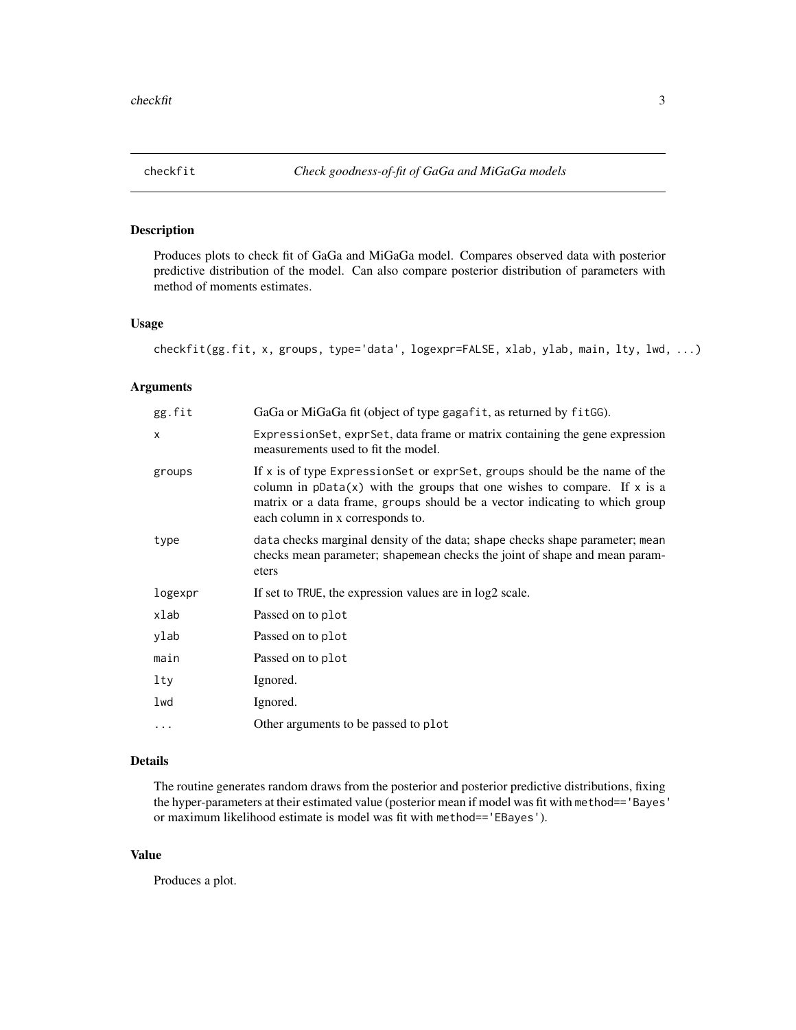# checkfit — *Check goodness-of-fit of GaGa and MiGaGa models*

## Description

Produces plots to check fit of GaGa and MiGaGa model. Compares observed data with posterior predictive distribution of the model. Can also compare posterior distribution of parameters with method of moments estimates.

## Usage

```
checkfit(gg.fit, x, groups, type='data', logexpr=FALSE, xlab, ylab, main, lty, lwd, ...)
```

## Arguments

| | |
|---|---|
| `gg.fit` | GaGa or MiGaGa fit (object of type `gagafit`, as returned by `fitGG`). |
| `x` | `ExpressionSet`, `exprSet`, data frame or matrix containing the gene expression measurements used to fit the model. |
| `groups` | If `x` is of type `ExpressionSet` or `exprSet`, `groups` should be the name of the column in `pData(x)` with the groups that one wishes to compare. If `x` is a matrix or a data frame, `groups` should be a vector indicating to which group each column in x corresponds to. |
| `type` | `data` checks marginal density of the data; `shape` checks shape parameter; `mean` checks mean parameter; `shapemean` checks the joint of shape and mean parameters |
| `logexpr` | If set to `TRUE`, the expression values are in log2 scale. |
| `xlab` | Passed on to `plot` |
| `ylab` | Passed on to `plot` |
| `main` | Passed on to `plot` |
| `lty` | Ignored. |
| `lwd` | Ignored. |
| `...` | Other arguments to be passed to `plot` |

## Details

The routine generates random draws from the posterior and posterior predictive distributions, fixing the hyper-parameters at their estimated value (posterior mean if model was fit with `method=='Bayes'` or maximum likelihood estimate is model was fit with `method=='EBayes'`).

## Value

Produces a plot.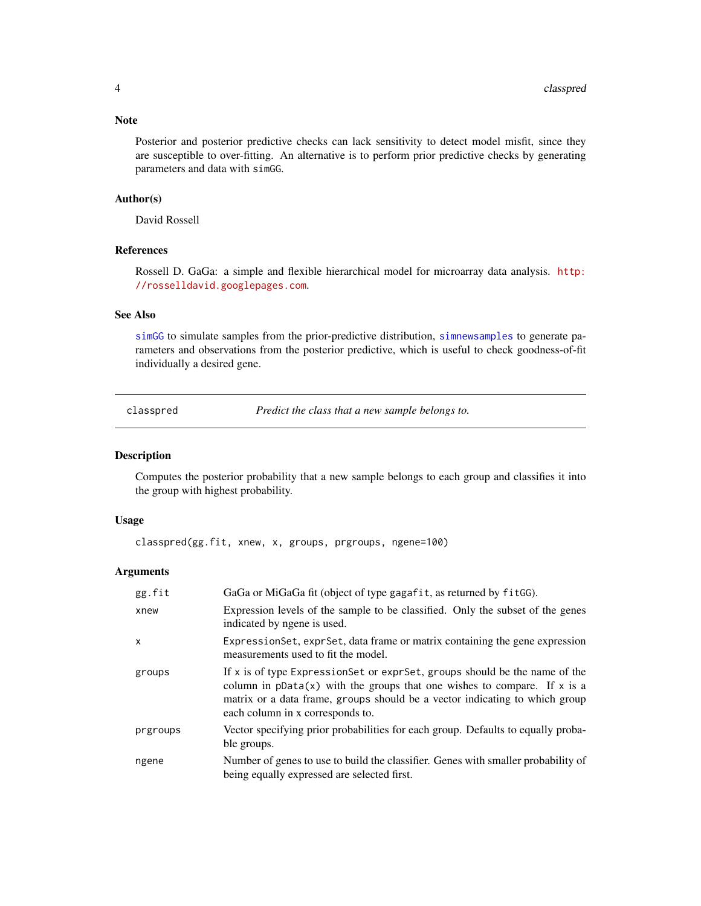### Note

Posterior and posterior predictive checks can lack sensitivity to detect model misfit, since they are susceptible to over-fitting. An alternative is to perform prior predictive checks by generating parameters and data with `simGG`.

### Author(s)

David Rossell

### References

Rossell D. GaGa: a simple and flexible hierarchical model for microarray data analysis. http://rosselldavid.googlepages.com.

### See Also

`simGG` to simulate samples from the prior-predictive distribution, `simnewsamples` to generate parameters and observations from the posterior predictive, which is useful to check goodness-of-fit individually a desired gene.

---

## classpred — *Predict the class that a new sample belongs to.*

---

### Description

Computes the posterior probability that a new sample belongs to each group and classifies it into the group with highest probability.

### Usage

```
classpred(gg.fit, xnew, x, groups, prgroups, ngene=100)
```

### Arguments

| Argument | Description |
|---|---|
| `gg.fit` | GaGa or MiGaGa fit (object of type `gagafit`, as returned by `fitGG`). |
| `xnew` | Expression levels of the sample to be classified. Only the subset of the genes indicated by ngene is used. |
| `x` | `ExpressionSet`, `exprSet`, data frame or matrix containing the gene expression measurements used to fit the model. |
| `groups` | If `x` is of type `ExpressionSet` or `exprSet`, `groups` should be the name of the column in `pData(x)` with the groups that one wishes to compare. If `x` is a matrix or a data frame, `groups` should be a vector indicating to which group each column in x corresponds to. |
| `prgroups` | Vector specifying prior probabilities for each group. Defaults to equally probable groups. |
| `ngene` | Number of genes to use to build the classifier. Genes with smaller probability of being equally expressed are selected first. |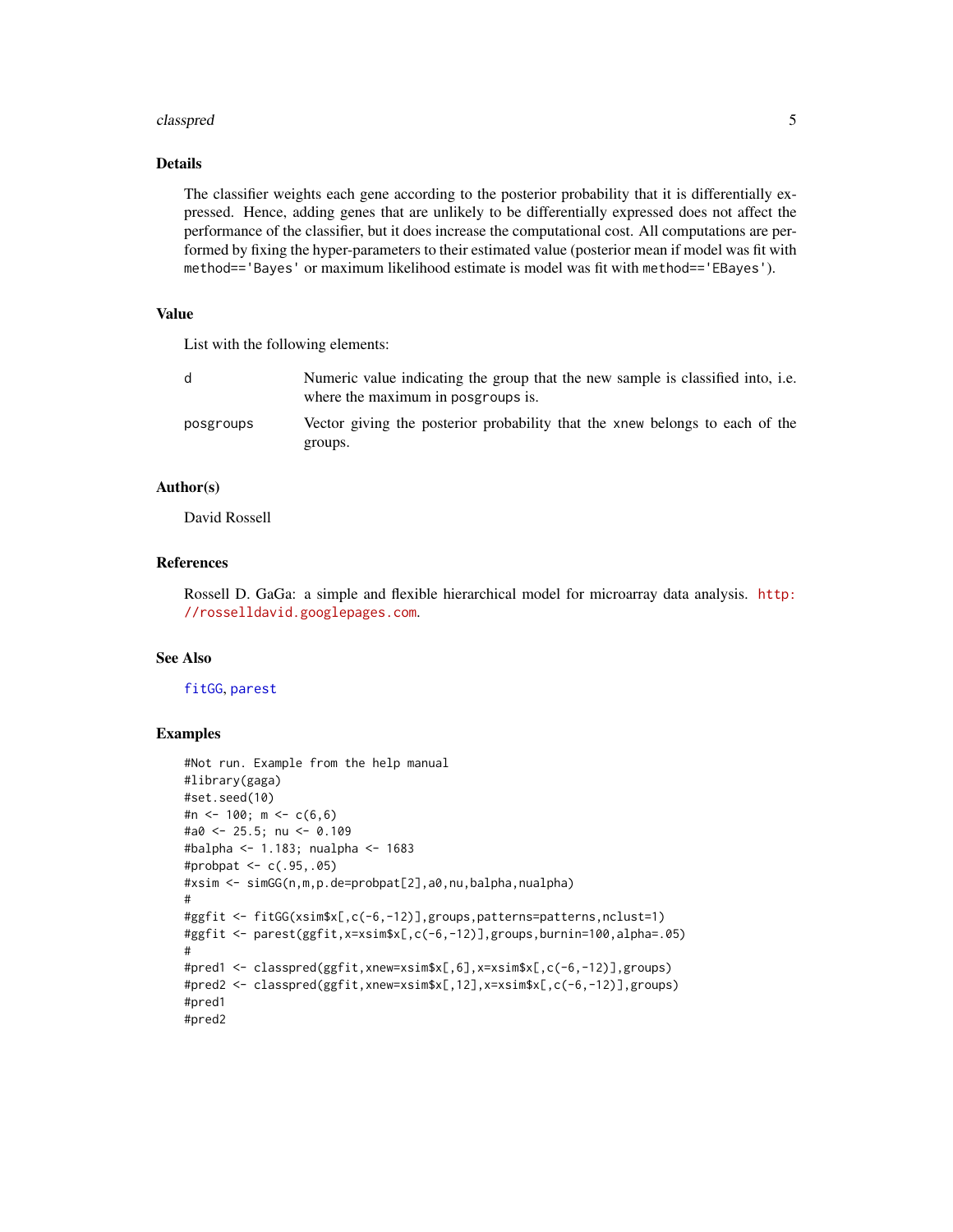### Details

The classifier weights each gene according to the posterior probability that it is differentially expressed. Hence, adding genes that are unlikely to be differentially expressed does not affect the performance of the classifier, but it does increase the computational cost. All computations are performed by fixing the hyper-parameters to their estimated value (posterior mean if model was fit with `method=='Bayes'` or maximum likelihood estimate is model was fit with `method=='EBayes'`).

### Value

List with the following elements:

| | |
|---|---|
| `d` | Numeric value indicating the group that the new sample is classified into, i.e. where the maximum in `posgroups` is. |
| `posgroups` | Vector giving the posterior probability that the `xnew` belongs to each of the groups. |

### Author(s)

David Rossell

### References

Rossell D. GaGa: a simple and flexible hierarchical model for microarray data analysis. http://rosselldavid.googlepages.com.

### See Also

`fitGG`, `parest`

### Examples

```
#Not run. Example from the help manual
#library(gaga)
#set.seed(10)
#n <- 100; m <- c(6,6)
#a0 <- 25.5; nu <- 0.109
#balpha <- 1.183; nualpha <- 1683
#probpat <- c(.95,.05)
#xsim <- simGG(n,m,p.de=probpat[2],a0,nu,balpha,nualpha)
#
#ggfit <- fitGG(xsim$x[,c(-6,-12)],groups,patterns=patterns,nclust=1)
#ggfit <- parest(ggfit,x=xsim$x[,c(-6,-12)],groups,burnin=100,alpha=.05)
#
#pred1 <- classpred(ggfit,xnew=xsim$x[,6],x=xsim$x[,c(-6,-12)],groups)
#pred2 <- classpred(ggfit,xnew=xsim$x[,12],x=xsim$x[,c(-6,-12)],groups)
#pred1
#pred2
```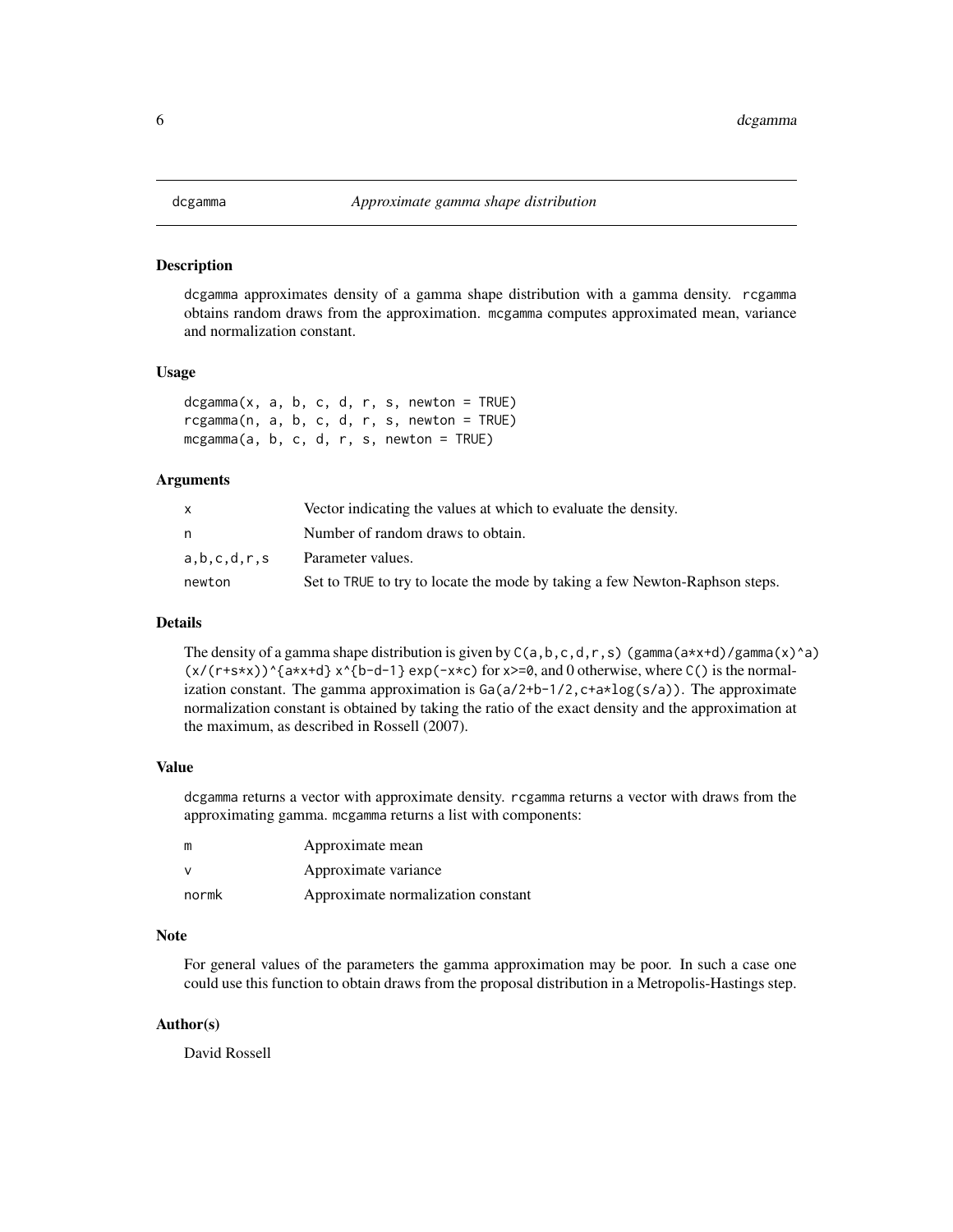# dcgamma — *Approximate gamma shape distribution*

## Description

dcgamma approximates density of a gamma shape distribution with a gamma density. rcgamma obtains random draws from the approximation. mcgamma computes approximated mean, variance and normalization constant.

## Usage

```
dcgamma(x, a, b, c, d, r, s, newton = TRUE)
rcgamma(n, a, b, c, d, r, s, newton = TRUE)
mcgamma(a, b, c, d, r, s, newton = TRUE)
```

## Arguments

| | |
|---|---|
| x | Vector indicating the values at which to evaluate the density. |
| n | Number of random draws to obtain. |
| a,b,c,d,r,s | Parameter values. |
| newton | Set to TRUE to try to locate the mode by taking a few Newton-Raphson steps. |

## Details

The density of a gamma shape distribution is given by `C(a,b,c,d,r,s) (gamma(a*x+d)/gamma(x)^a) (x/(r+s*x))^{a*x+d} x^{b-d-1} exp(-x*c)` for `x>=0`, and 0 otherwise, where `C()` is the normalization constant. The gamma approximation is `Ga(a/2+b-1/2,c+a*log(s/a))`. The approximate normalization constant is obtained by taking the ratio of the exact density and the approximation at the maximum, as described in Rossell (2007).

## Value

dcgamma returns a vector with approximate density. rcgamma returns a vector with draws from the approximating gamma. mcgamma returns a list with components:

| | |
|---|---|
| m | Approximate mean |
| v | Approximate variance |
| normk | Approximate normalization constant |

## Note

For general values of the parameters the gamma approximation may be poor. In such a case one could use this function to obtain draws from the proposal distribution in a Metropolis-Hastings step.

## Author(s)

David Rossell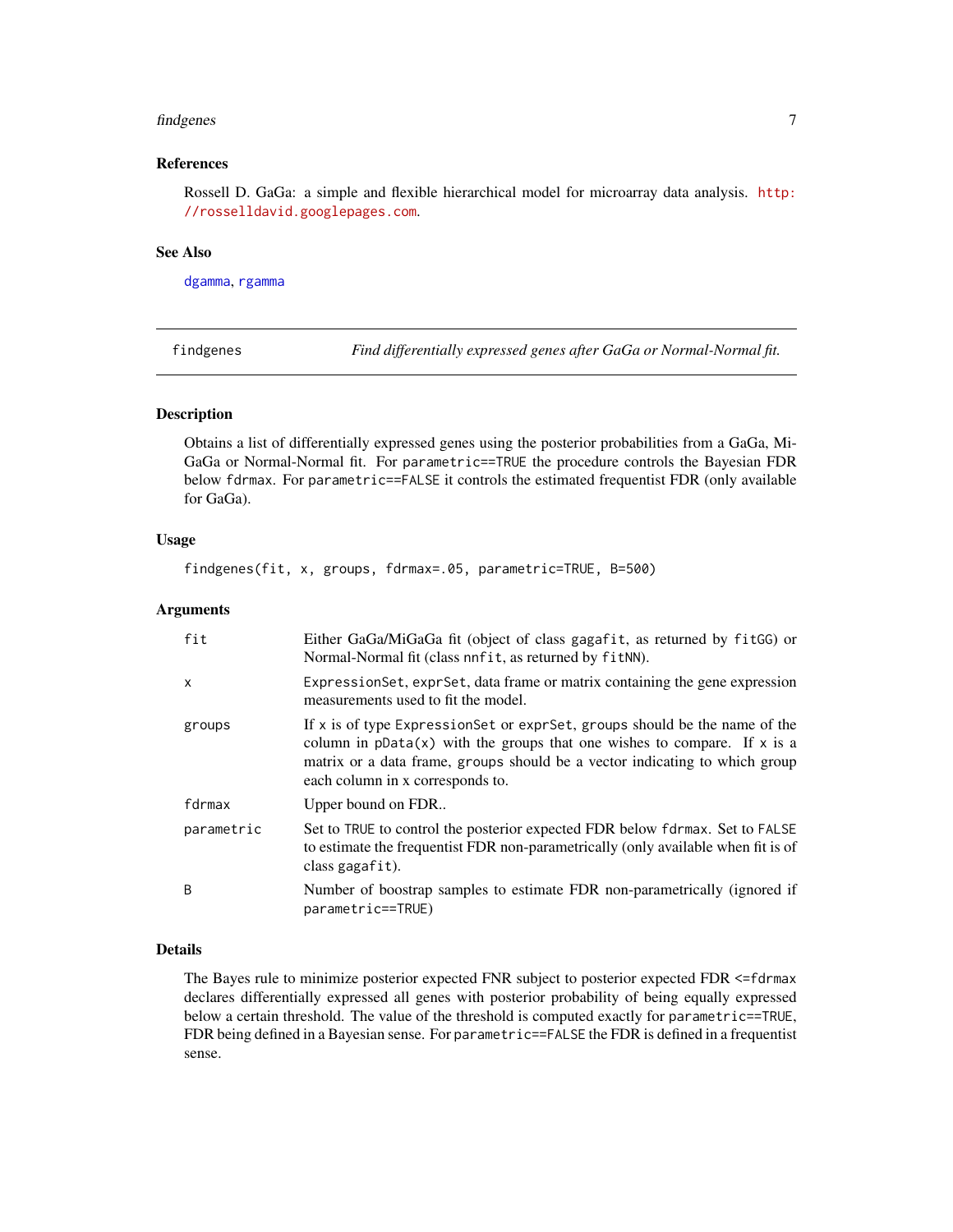### References

Rossell D. GaGa: a simple and flexible hierarchical model for microarray data analysis. http://rosselldavid.googlepages.com.

### See Also

dgamma, rgamma

---

`findgenes` *Find differentially expressed genes after GaGa or Normal-Normal fit.*

---

### Description

Obtains a list of differentially expressed genes using the posterior probabilities from a GaGa, MiGaGa or Normal-Normal fit. For `parametric==TRUE` the procedure controls the Bayesian FDR below `fdrmax`. For `parametric==FALSE` it controls the estimated frequentist FDR (only available for GaGa).

### Usage

```
findgenes(fit, x, groups, fdrmax=.05, parametric=TRUE, B=500)
```

### Arguments

| | |
|---|---|
| `fit` | Either GaGa/MiGaGa fit (object of class `gagafit`, as returned by `fitGG`) or Normal-Normal fit (class `nnfit`, as returned by `fitNN`). |
| `x` | `ExpressionSet`, `exprSet`, data frame or matrix containing the gene expression measurements used to fit the model. |
| `groups` | If `x` is of type `ExpressionSet` or `exprSet`, `groups` should be the name of the column in `pData(x)` with the groups that one wishes to compare. If `x` is a matrix or a data frame, `groups` should be a vector indicating to which group each column in `x` corresponds to. |
| `fdrmax` | Upper bound on FDR.. |
| `parametric` | Set to `TRUE` to control the posterior expected FDR below `fdrmax`. Set to `FALSE` to estimate the frequentist FDR non-parametrically (only available when fit is of class `gagafit`). |
| `B` | Number of boostrap samples to estimate FDR non-parametrically (ignored if `parametric==TRUE`) |

### Details

The Bayes rule to minimize posterior expected FNR subject to posterior expected FDR `<=fdrmax` declares differentially expressed all genes with posterior probability of being equally expressed below a certain threshold. The value of the threshold is computed exactly for `parametric==TRUE`, FDR being defined in a Bayesian sense. For `parametric==FALSE` the FDR is defined in a frequentist sense.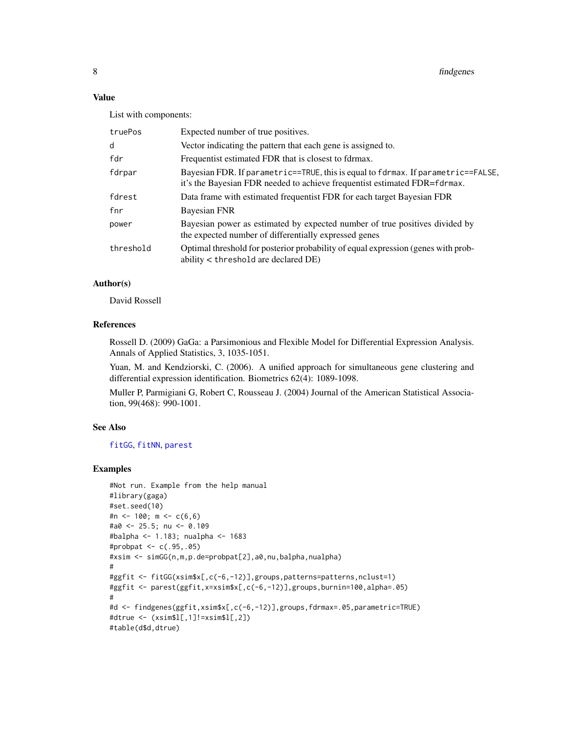### Value

List with components:

| | |
|---|---|
| truePos | Expected number of true positives. |
| d | Vector indicating the pattern that each gene is assigned to. |
| fdr | Frequentist estimated FDR that is closest to fdrmax. |
| fdrpar | Bayesian FDR. If parametric==TRUE, this is equal to fdrmax. If parametric==FALSE, it's the Bayesian FDR needed to achieve frequentist estimated FDR=fdrmax. |
| fdrest | Data frame with estimated frequentist FDR for each target Bayesian FDR |
| fnr | Bayesian FNR |
| power | Bayesian power as estimated by expected number of true positives divided by the expected number of differentially expressed genes |
| threshold | Optimal threshold for posterior probability of equal expression (genes with probability < threshold are declared DE) |

### Author(s)

David Rossell

### References

Rossell D. (2009) GaGa: a Parsimonious and Flexible Model for Differential Expression Analysis. Annals of Applied Statistics, 3, 1035-1051.

Yuan, M. and Kendziorski, C. (2006). A unified approach for simultaneous gene clustering and differential expression identification. Biometrics 62(4): 1089-1098.

Muller P, Parmigiani G, Robert C, Rousseau J. (2004) Journal of the American Statistical Association, 99(468): 990-1001.

### See Also

fitGG, fitNN, parest

### Examples

```
#Not run. Example from the help manual
#library(gaga)
#set.seed(10)
#n <- 100; m <- c(6,6)
#a0 <- 25.5; nu <- 0.109
#balpha <- 1.183; nualpha <- 1683
#probpat <- c(.95,.05)
#xsim <- simGG(n,m,p.de=probpat[2],a0,nu,balpha,nualpha)
#
#ggfit <- fitGG(xsim$x[,c(-6,-12)],groups,patterns=patterns,nclust=1)
#ggfit <- parest(ggfit,x=xsim$x[,c(-6,-12)],groups,burnin=100,alpha=.05)
#
#d <- findgenes(ggfit,xsim$x[,c(-6,-12)],groups,fdrmax=.05,parametric=TRUE)
#dtrue <- (xsim$l[,1]!=xsim$l[,2])
#table(d$d,dtrue)
```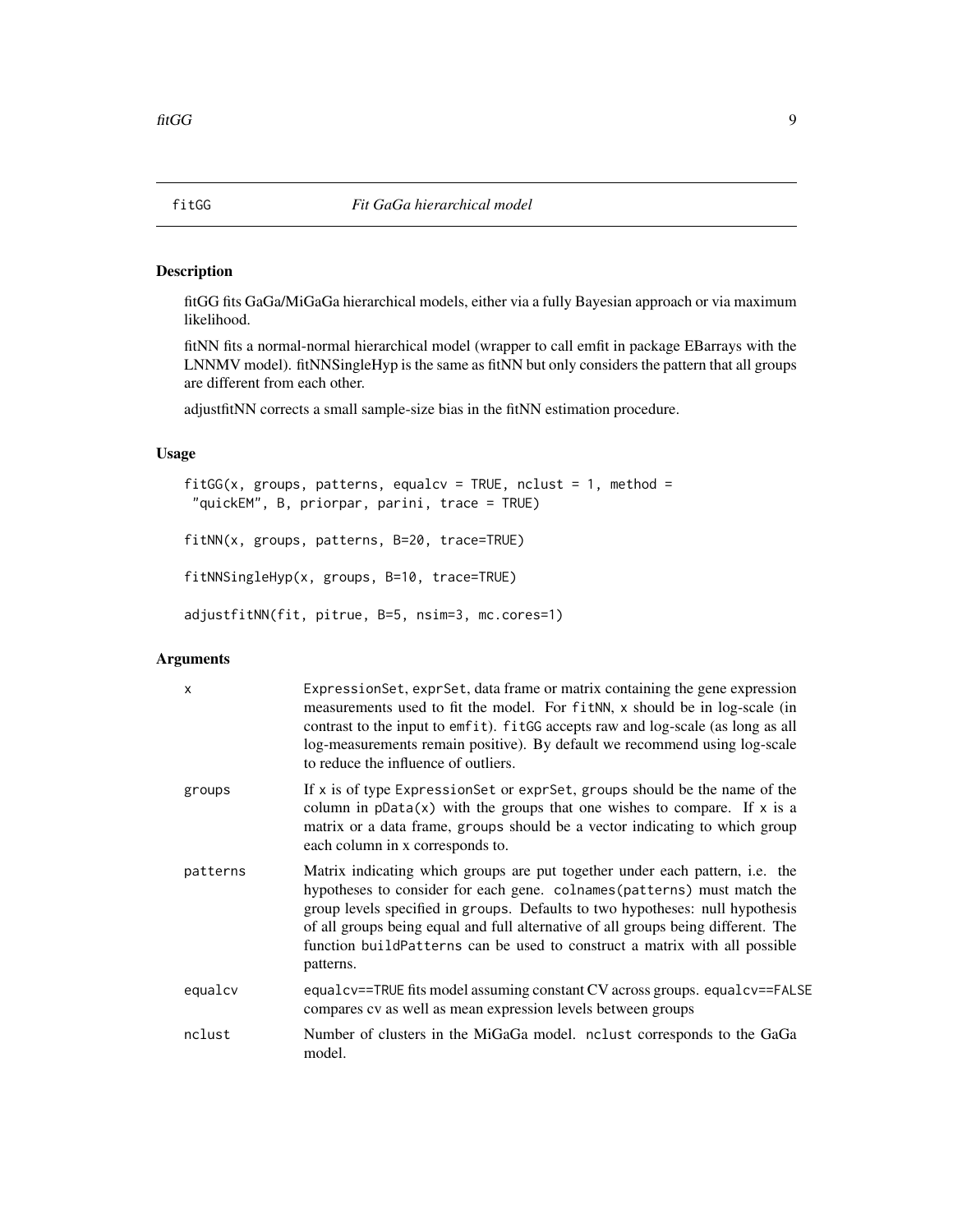## fitGG *Fit GaGa hierarchical model*

### Description

fitGG fits GaGa/MiGaGa hierarchical models, either via a fully Bayesian approach or via maximum likelihood.

fitNN fits a normal-normal hierarchical model (wrapper to call emfit in package EBarrays with the LNNMV model). fitNNSingleHyp is the same as fitNN but only considers the pattern that all groups are different from each other.

adjustfitNN corrects a small sample-size bias in the fitNN estimation procedure.

### Usage

```
fitGG(x, groups, patterns, equalcv = TRUE, nclust = 1, method =
 "quickEM", B, priorpar, parini, trace = TRUE)

fitNN(x, groups, patterns, B=20, trace=TRUE)

fitNNSingleHyp(x, groups, B=10, trace=TRUE)

adjustfitNN(fit, pitrue, B=5, nsim=3, mc.cores=1)
```

### Arguments

| | |
|---|---|
| `x` | `ExpressionSet`, `exprSet`, data frame or matrix containing the gene expression measurements used to fit the model. For `fitNN`, `x` should be in log-scale (in contrast to the input to `emfit`). `fitGG` accepts raw and log-scale (as long as all log-measurements remain positive). By default we recommend using log-scale to reduce the influence of outliers. |
| `groups` | If `x` is of type `ExpressionSet` or `exprSet`, `groups` should be the name of the column in `pData(x)` with the groups that one wishes to compare. If `x` is a matrix or a data frame, `groups` should be a vector indicating to which group each column in x corresponds to. |
| `patterns` | Matrix indicating which groups are put together under each pattern, i.e. the hypotheses to consider for each gene. `colnames(patterns)` must match the group levels specified in `groups`. Defaults to two hypotheses: null hypothesis of all groups being equal and full alternative of all groups being different. The function `buildPatterns` can be used to construct a matrix with all possible patterns. |
| `equalcv` | `equalcv==TRUE` fits model assuming constant CV across groups. `equalcv==FALSE` compares cv as well as mean expression levels between groups |
| `nclust` | Number of clusters in the MiGaGa model. `nclust` corresponds to the GaGa model. |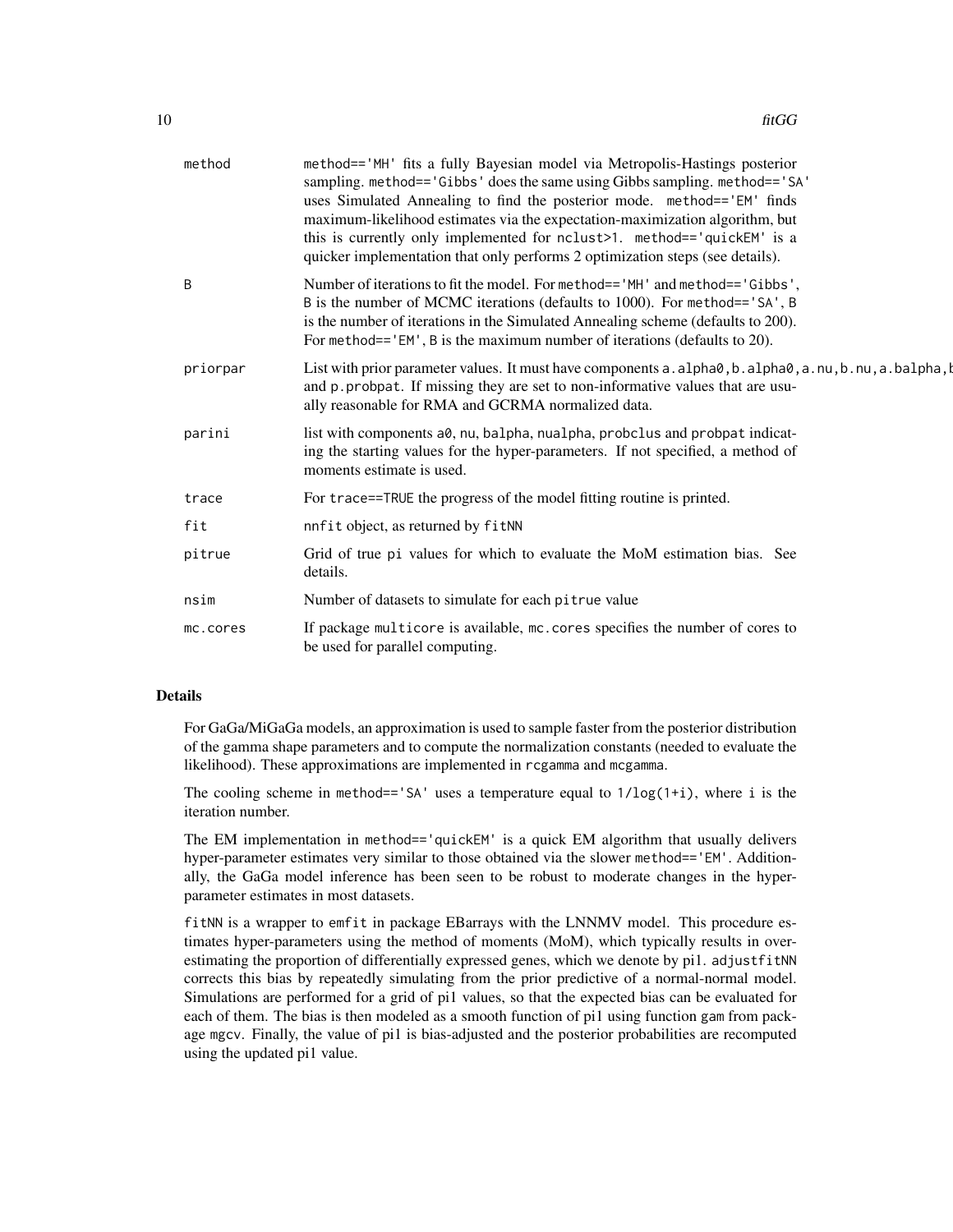| | |
|---|---|
| method | method=='MH' fits a fully Bayesian model via Metropolis-Hastings posterior sampling. method=='Gibbs' does the same using Gibbs sampling. method=='SA' uses Simulated Annealing to find the posterior mode. method=='EM' finds maximum-likelihood estimates via the expectation-maximization algorithm, but this is currently only implemented for nclust>1. method=='quickEM' is a quicker implementation that only performs 2 optimization steps (see details). |
| B | Number of iterations to fit the model. For method=='MH' and method=='Gibbs', B is the number of MCMC iterations (defaults to 1000). For method=='SA', B is the number of iterations in the Simulated Annealing scheme (defaults to 200). For method=='EM', B is the maximum number of iterations (defaults to 20). |
| priorpar | List with prior parameter values. It must have components a.alpha0,b.alpha0,a.nu,b.nu,a.balpha,b and p.probpat. If missing they are set to non-informative values that are usually reasonable for RMA and GCRMA normalized data. |
| parini | list with components a0, nu, balpha, nualpha, probclus and probpat indicating the starting values for the hyper-parameters. If not specified, a method of moments estimate is used. |
| trace | For trace==TRUE the progress of the model fitting routine is printed. |
| fit | nnfit object, as returned by fitNN |
| pitrue | Grid of true pi values for which to evaluate the MoM estimation bias. See details. |
| nsim | Number of datasets to simulate for each pitrue value |
| mc.cores | If package multicore is available, mc.cores specifies the number of cores to be used for parallel computing. |

## Details

For GaGa/MiGaGa models, an approximation is used to sample faster from the posterior distribution of the gamma shape parameters and to compute the normalization constants (needed to evaluate the likelihood). These approximations are implemented in rcgamma and mcgamma.

The cooling scheme in method=='SA' uses a temperature equal to 1/log(1+i), where i is the iteration number.

The EM implementation in method=='quickEM' is a quick EM algorithm that usually delivers hyper-parameter estimates very similar to those obtained via the slower method=='EM'. Additionally, the GaGa model inference has been seen to be robust to moderate changes in the hyper-parameter estimates in most datasets.

fitNN is a wrapper to emfit in package EBarrays with the LNNMV model. This procedure estimates hyper-parameters using the method of moments (MoM), which typically results in overestimating the proportion of differentially expressed genes, which we denote by pi1. adjustfitNN corrects this bias by repeatedly simulating from the prior predictive of a normal-normal model. Simulations are performed for a grid of pi1 values, so that the expected bias can be evaluated for each of them. The bias is then modeled as a smooth function of pi1 using function gam from package mgcv. Finally, the value of pi1 is bias-adjusted and the posterior probabilities are recomputed using the updated pi1 value.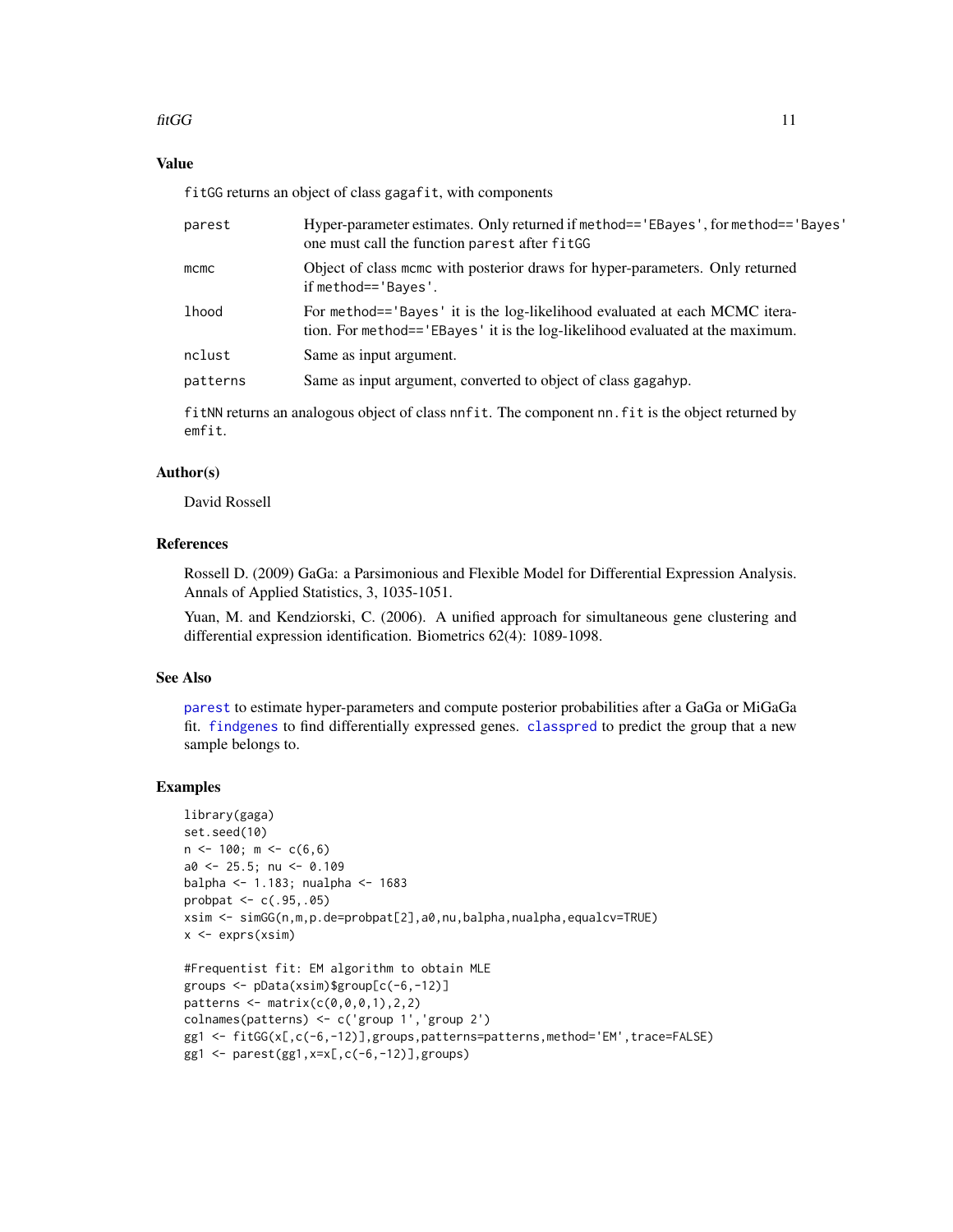## Value

`fitGG` returns an object of class `gagafit`, with components

| | |
|---|---|
| `parest` | Hyper-parameter estimates. Only returned if `method=='EBayes'`, for `method=='Bayes'` one must call the function `parest` after `fitGG` |
| `mcmc` | Object of class `mcmc` with posterior draws for hyper-parameters. Only returned if `method=='Bayes'`. |
| `lhood` | For `method=='Bayes'` it is the log-likelihood evaluated at each MCMC iteration. For `method=='EBayes'` it is the log-likelihood evaluated at the maximum. |
| `nclust` | Same as input argument. |
| `patterns` | Same as input argument, converted to object of class gagahyp. |

`fitNN` returns an analogous object of class `nnfit`. The component `nn.fit` is the object returned by `emfit`.

## Author(s)

David Rossell

## References

Rossell D. (2009) GaGa: a Parsimonious and Flexible Model for Differential Expression Analysis. Annals of Applied Statistics, 3, 1035-1051.

Yuan, M. and Kendziorski, C. (2006). A unified approach for simultaneous gene clustering and differential expression identification. Biometrics 62(4): 1089-1098.

## See Also

`parest` to estimate hyper-parameters and compute posterior probabilities after a GaGa or MiGaGa fit. `findgenes` to find differentially expressed genes. `classpred` to predict the group that a new sample belongs to.

## Examples

```
library(gaga)
set.seed(10)
n <- 100; m <- c(6,6)
a0 <- 25.5; nu <- 0.109
balpha <- 1.183; nualpha <- 1683
probpat <- c(.95,.05)
xsim <- simGG(n,m,p.de=probpat[2],a0,nu,balpha,nualpha,equalcv=TRUE)
x <- exprs(xsim)

#Frequentist fit: EM algorithm to obtain MLE
groups <- pData(xsim)$group[c(-6,-12)]
patterns <- matrix(c(0,0,0,1),2,2)
colnames(patterns) <- c('group 1','group 2')
gg1 <- fitGG(x[,c(-6,-12)],groups,patterns=patterns,method='EM',trace=FALSE)
gg1 <- parest(gg1,x=x[,c(-6,-12)],groups)
```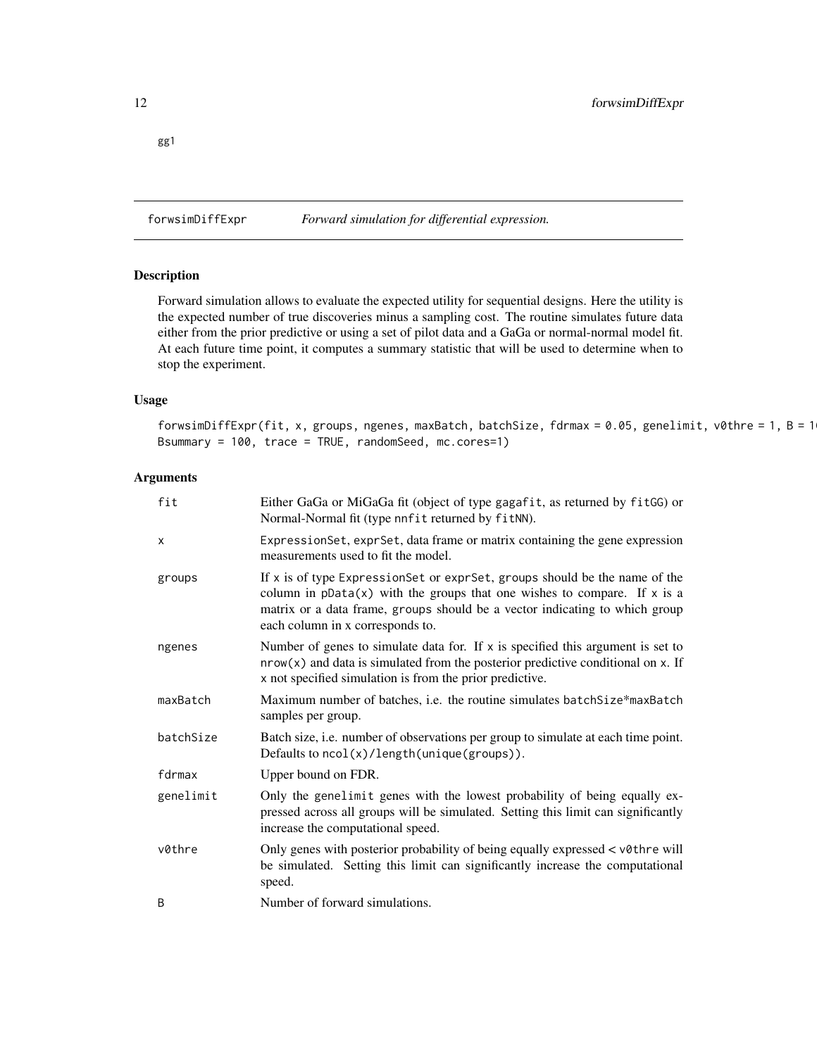gg1

## forwsimDiffExpr *Forward simulation for differential expression.*

### Description

Forward simulation allows to evaluate the expected utility for sequential designs. Here the utility is the expected number of true discoveries minus a sampling cost. The routine simulates future data either from the prior predictive or using a set of pilot data and a GaGa or normal-normal model fit. At each future time point, it computes a summary statistic that will be used to determine when to stop the experiment.

### Usage

```
forwsimDiffExpr(fit, x, groups, ngenes, maxBatch, batchSize, fdrmax = 0.05, genelimit, v0thre = 1, B = 1
Bsummary = 100, trace = TRUE, randomSeed, mc.cores=1)
```

### Arguments

| | |
|---|---|
| fit | Either GaGa or MiGaGa fit (object of type gagafit, as returned by fitGG) or Normal-Normal fit (type nnfit returned by fitNN). |
| x | ExpressionSet, exprSet, data frame or matrix containing the gene expression measurements used to fit the model. |
| groups | If x is of type ExpressionSet or exprSet, groups should be the name of the column in pData(x) with the groups that one wishes to compare. If x is a matrix or a data frame, groups should be a vector indicating to which group each column in x corresponds to. |
| ngenes | Number of genes to simulate data for. If x is specified this argument is set to nrow(x) and data is simulated from the posterior predictive conditional on x. If x not specified simulation is from the prior predictive. |
| maxBatch | Maximum number of batches, i.e. the routine simulates batchSize*maxBatch samples per group. |
| batchSize | Batch size, i.e. number of observations per group to simulate at each time point. Defaults to ncol(x)/length(unique(groups)). |
| fdrmax | Upper bound on FDR. |
| genelimit | Only the genelimit genes with the lowest probability of being equally expressed across all groups will be simulated. Setting this limit can significantly increase the computational speed. |
| v0thre | Only genes with posterior probability of being equally expressed < v0thre will be simulated. Setting this limit can significantly increase the computational speed. |
| B | Number of forward simulations. |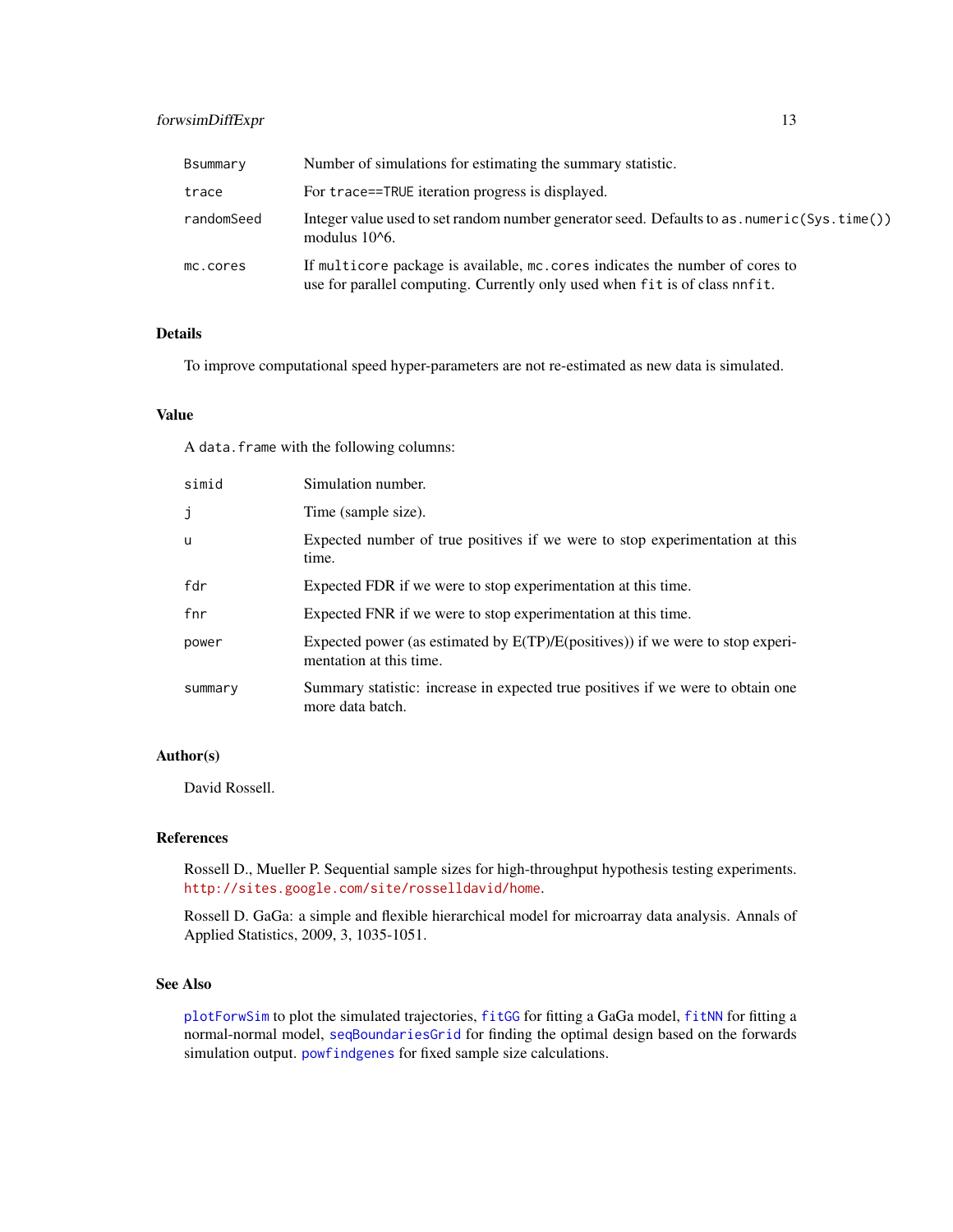| | |
|---|---|
| `Bsummary` | Number of simulations for estimating the summary statistic. |
| `trace` | For `trace==TRUE` iteration progress is displayed. |
| `randomSeed` | Integer value used to set random number generator seed. Defaults to `as.numeric(Sys.time())` modulus 10^6. |
| `mc.cores` | If `multicore` package is available, `mc.cores` indicates the number of cores to use for parallel computing. Currently only used when `fit` is of class `nnfit`. |

## Details

To improve computational speed hyper-parameters are not re-estimated as new data is simulated.

## Value

A `data.frame` with the following columns:

| | |
|---|---|
| `simid` | Simulation number. |
| `j` | Time (sample size). |
| `u` | Expected number of true positives if we were to stop experimentation at this time. |
| `fdr` | Expected FDR if we were to stop experimentation at this time. |
| `fnr` | Expected FNR if we were to stop experimentation at this time. |
| `power` | Expected power (as estimated by E(TP)/E(positives)) if we were to stop experimentation at this time. |
| `summary` | Summary statistic: increase in expected true positives if we were to obtain one more data batch. |

## Author(s)

David Rossell.

## References

Rossell D., Mueller P. Sequential sample sizes for high-throughput hypothesis testing experiments. http://sites.google.com/site/rosselldavid/home.

Rossell D. GaGa: a simple and flexible hierarchical model for microarray data analysis. Annals of Applied Statistics, 2009, 3, 1035-1051.

## See Also

`plotForwSim` to plot the simulated trajectories, `fitGG` for fitting a GaGa model, `fitNN` for fitting a normal-normal model, `seqBoundariesGrid` for finding the optimal design based on the forwards simulation output. `powfindgenes` for fixed sample size calculations.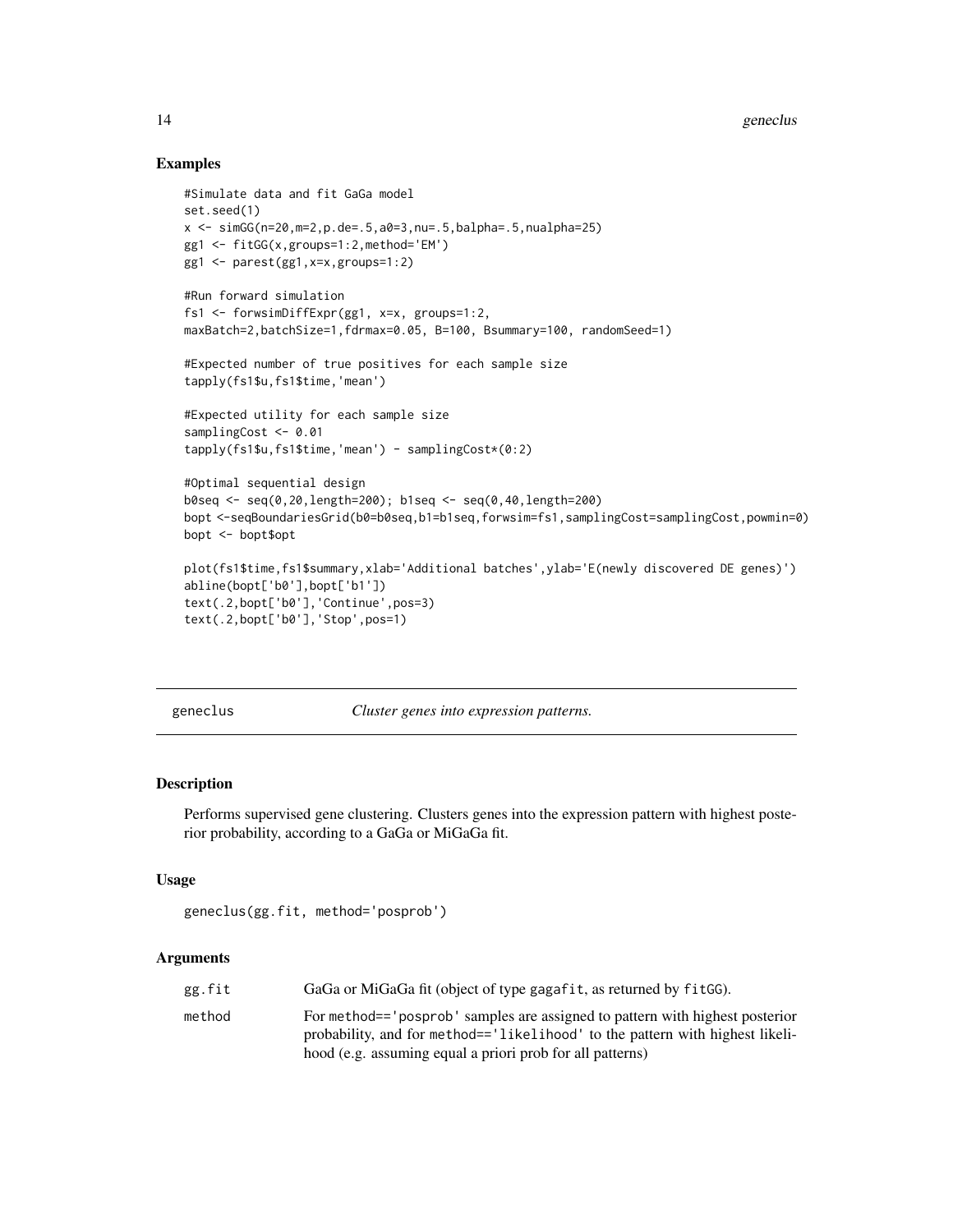## Examples

```
#Simulate data and fit GaGa model
set.seed(1)
x <- simGG(n=20,m=2,p.de=.5,a0=3,nu=.5,balpha=.5,nualpha=25)
gg1 <- fitGG(x,groups=1:2,method='EM')
gg1 <- parest(gg1,x=x,groups=1:2)

#Run forward simulation
fs1 <- forwsimDiffExpr(gg1, x=x, groups=1:2,
maxBatch=2,batchSize=1,fdrmax=0.05, B=100, Bsummary=100, randomSeed=1)

#Expected number of true positives for each sample size
tapply(fs1$u,fs1$time,'mean')

#Expected utility for each sample size
samplingCost <- 0.01
tapply(fs1$u,fs1$time,'mean') - samplingCost*(0:2)

#Optimal sequential design
b0seq <- seq(0,20,length=200); b1seq <- seq(0,40,length=200)
bopt <-seqBoundariesGrid(b0=b0seq,b1=b1seq,forwsim=fs1,samplingCost=samplingCost,powmin=0)
bopt <- bopt$opt

plot(fs1$time,fs1$summary,xlab='Additional batches',ylab='E(newly discovered DE genes)')
abline(bopt['b0'],bopt['b1'])
text(.2,bopt['b0'],'Continue',pos=3)
text(.2,bopt['b0'],'Stop',pos=1)
```

---

# geneclus *Cluster genes into expression patterns.*

## Description

Performs supervised gene clustering. Clusters genes into the expression pattern with highest posterior probability, according to a GaGa or MiGaGa fit.

## Usage

```
geneclus(gg.fit, method='posprob')
```

## Arguments

| | |
|---|---|
| gg.fit | GaGa or MiGaGa fit (object of type `gagafit`, as returned by `fitGG`). |
| method | For `method=='posprob'` samples are assigned to pattern with highest posterior probability, and for `method=='likelihood'` to the pattern with highest likelihood (e.g. assuming equal a priori prob for all patterns) |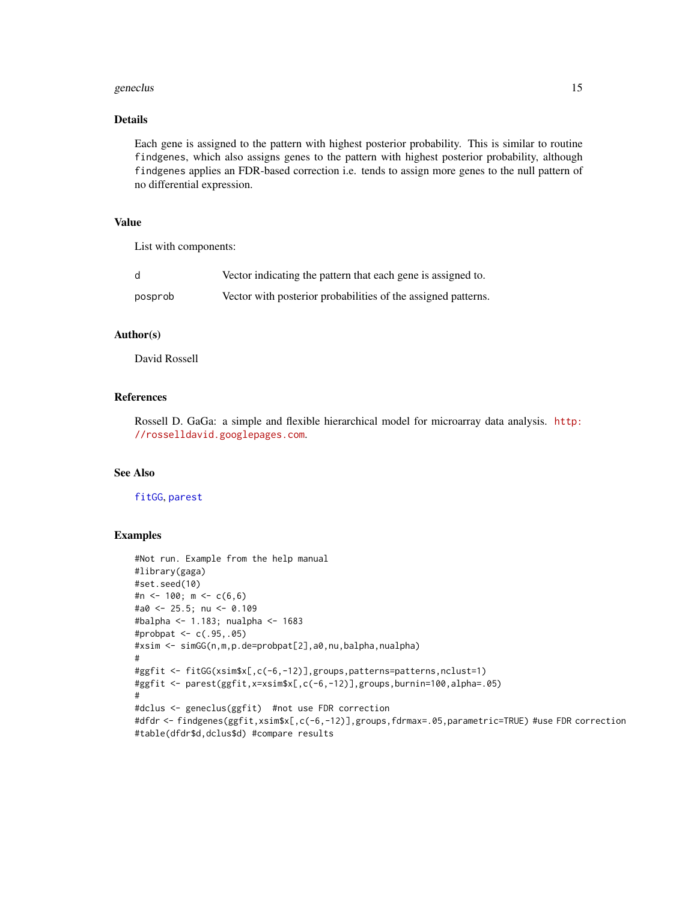### Details

Each gene is assigned to the pattern with highest posterior probability. This is similar to routine `findgenes`, which also assigns genes to the pattern with highest posterior probability, although `findgenes` applies an FDR-based correction i.e. tends to assign more genes to the null pattern of no differential expression.

### Value

List with components:

| | |
|---|---|
| `d` | Vector indicating the pattern that each gene is assigned to. |
| `posprob` | Vector with posterior probabilities of the assigned patterns. |

### Author(s)

David Rossell

### References

Rossell D. GaGa: a simple and flexible hierarchical model for microarray data analysis. http://rosselldavid.googlepages.com.

### See Also

fitGG, parest

### Examples

```
#Not run. Example from the help manual
#library(gaga)
#set.seed(10)
#n <- 100; m <- c(6,6)
#a0 <- 25.5; nu <- 0.109
#balpha <- 1.183; nualpha <- 1683
#probpat <- c(.95,.05)
#xsim <- simGG(n,m,p.de=probpat[2],a0,nu,balpha,nualpha)
#
#ggfit <- fitGG(xsim$x[,c(-6,-12)],groups,patterns=patterns,nclust=1)
#ggfit <- parest(ggfit,x=xsim$x[,c(-6,-12)],groups,burnin=100,alpha=.05)
#
#dclus <- geneclus(ggfit)  #not use FDR correction
#dfdr <- findgenes(ggfit,xsim$x[,c(-6,-12)],groups,fdrmax=.05,parametric=TRUE) #use FDR correction
#table(dfdr$d,dclus$d) #compare results
```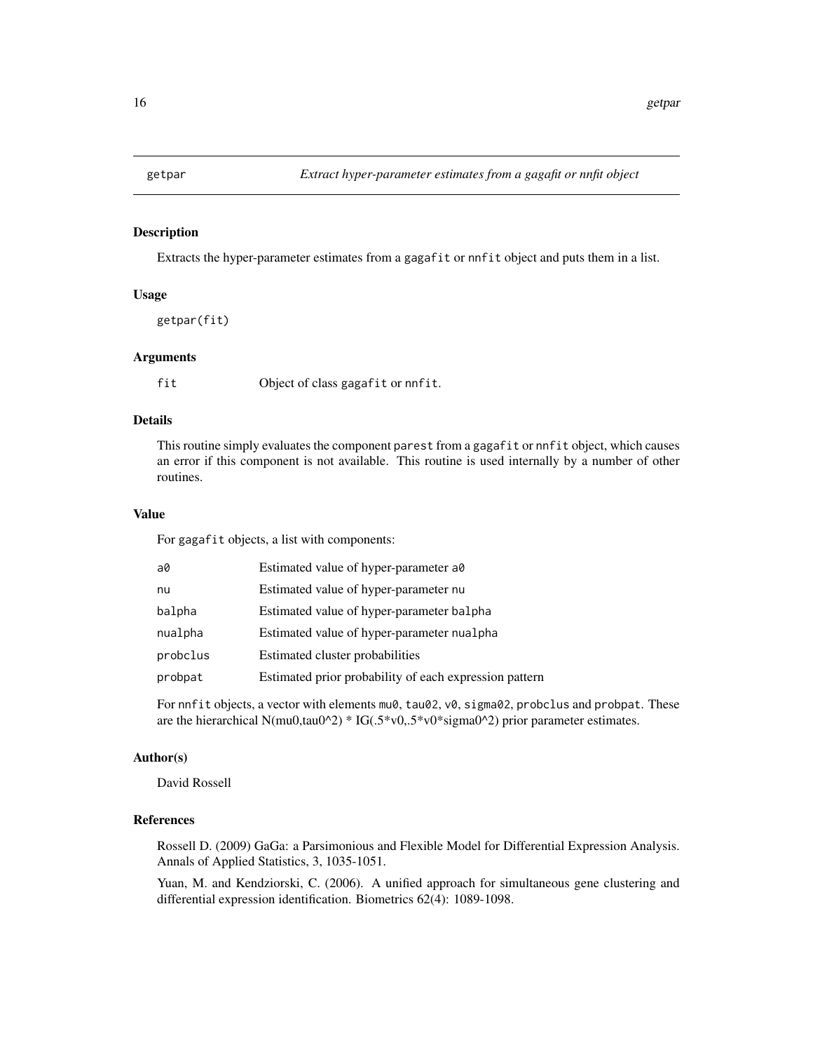## getpar — *Extract hyper-parameter estimates from a gagafit or nnfit object*

### Description

Extracts the hyper-parameter estimates from a `gagafit` or `nnfit` object and puts them in a list.

### Usage

```
getpar(fit)
```

### Arguments

| | |
|---|---|
| `fit` | Object of class `gagafit` or `nnfit`. |

### Details

This routine simply evaluates the component `parest` from a `gagafit` or `nnfit` object, which causes an error if this component is not available. This routine is used internally by a number of other routines.

### Value

For `gagafit` objects, a list with components:

| | |
|---|---|
| `a0` | Estimated value of hyper-parameter `a0` |
| `nu` | Estimated value of hyper-parameter `nu` |
| `balpha` | Estimated value of hyper-parameter `balpha` |
| `nualpha` | Estimated value of hyper-parameter `nualpha` |
| `probclus` | Estimated cluster probabilities |
| `probpat` | Estimated prior probability of each expression pattern |

For `nnfit` objects, a vector with elements `mu0`, `tau02`, `v0`, `sigma02`, `probclus` and `probpat`. These are the hierarchical N(mu0,tau0^2) * IG(.5*v0,.5*v0*sigma0^2) prior parameter estimates.

### Author(s)

David Rossell

### References

Rossell D. (2009) GaGa: a Parsimonious and Flexible Model for Differential Expression Analysis. Annals of Applied Statistics, 3, 1035-1051.

Yuan, M. and Kendziorski, C. (2006). A unified approach for simultaneous gene clustering and differential expression identification. Biometrics 62(4): 1089-1098.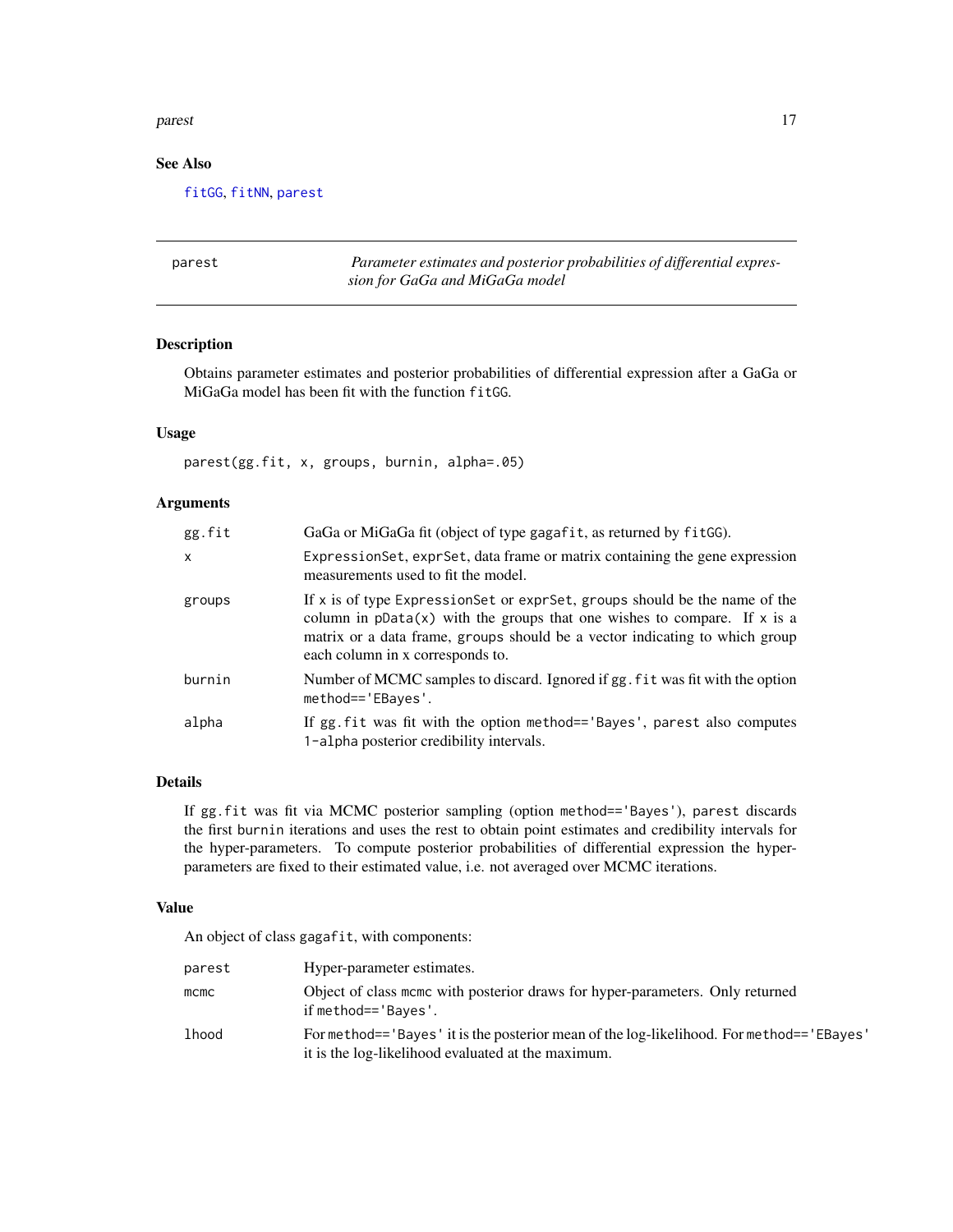## See Also

fitGG, fitNN, parest

---

parest *Parameter estimates and posterior probabilities of differential expression for GaGa and MiGaGa model*

---

### Description

Obtains parameter estimates and posterior probabilities of differential expression after a GaGa or MiGaGa model has been fit with the function fitGG.

### Usage

```
parest(gg.fit, x, groups, burnin, alpha=.05)
```

### Arguments

| | |
|---|---|
| gg.fit | GaGa or MiGaGa fit (object of type gagafit, as returned by fitGG). |
| x | ExpressionSet, exprSet, data frame or matrix containing the gene expression measurements used to fit the model. |
| groups | If x is of type ExpressionSet or exprSet, groups should be the name of the column in pData(x) with the groups that one wishes to compare. If x is a matrix or a data frame, groups should be a vector indicating to which group each column in x corresponds to. |
| burnin | Number of MCMC samples to discard. Ignored if gg.fit was fit with the option method=='EBayes'. |
| alpha | If gg.fit was fit with the option method=='Bayes', parest also computes 1-alpha posterior credibility intervals. |

### Details

If gg.fit was fit via MCMC posterior sampling (option method=='Bayes'), parest discards the first burnin iterations and uses the rest to obtain point estimates and credibility intervals for the hyper-parameters. To compute posterior probabilities of differential expression the hyper-parameters are fixed to their estimated value, i.e. not averaged over MCMC iterations.

### Value

An object of class gagafit, with components:

| | |
|---|---|
| parest | Hyper-parameter estimates. |
| mcmc | Object of class mcmc with posterior draws for hyper-parameters. Only returned if method=='Bayes'. |
| lhood | For method=='Bayes' it is the posterior mean of the log-likelihood. For method=='EBayes' it is the log-likelihood evaluated at the maximum. |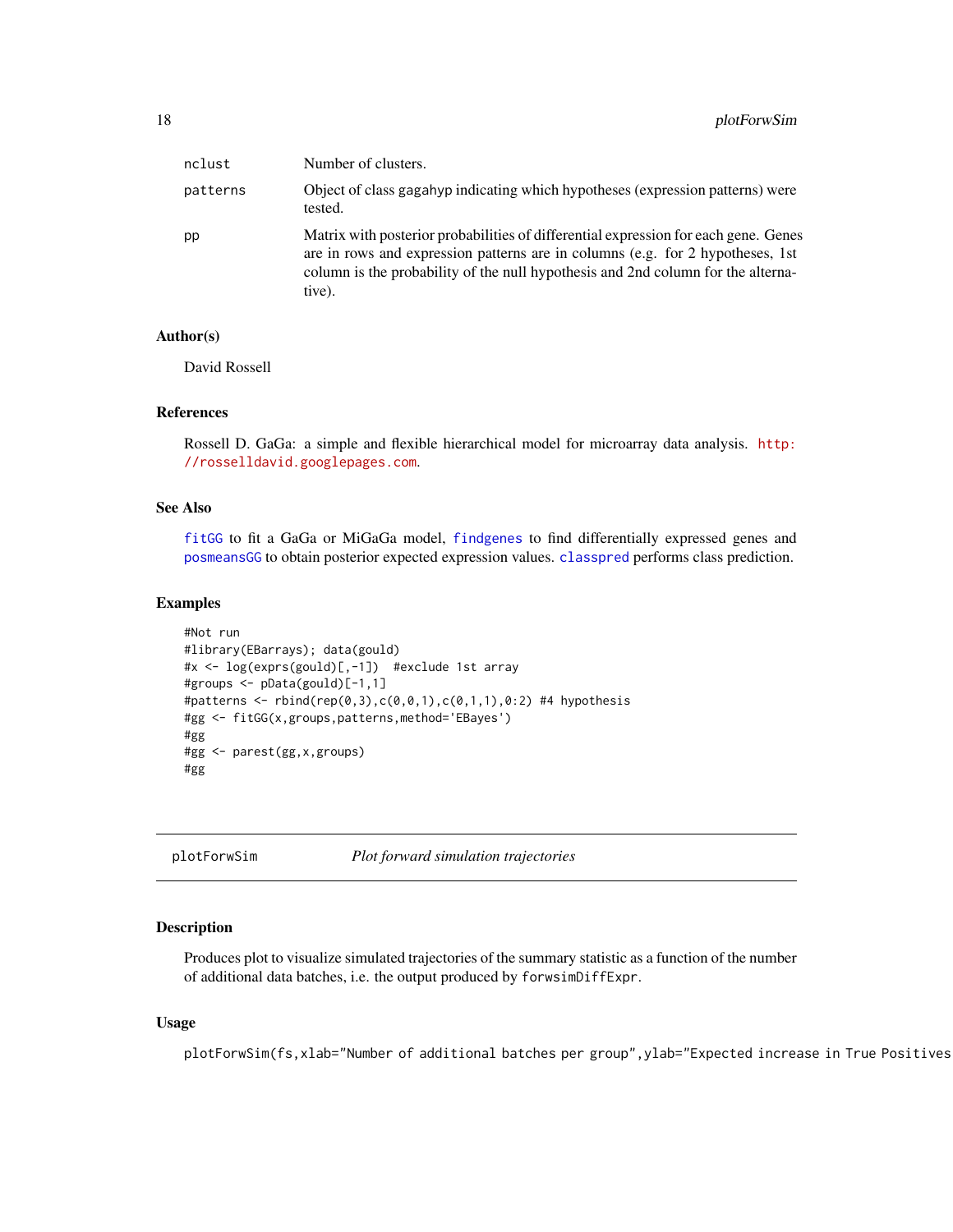| | |
|---|---|
| nclust | Number of clusters. |
| patterns | Object of class gagahyp indicating which hypotheses (expression patterns) were tested. |
| pp | Matrix with posterior probabilities of differential expression for each gene. Genes are in rows and expression patterns are in columns (e.g. for 2 hypotheses, 1st column is the probability of the null hypothesis and 2nd column for the alternative). |

### Author(s)

David Rossell

### References

Rossell D. GaGa: a simple and flexible hierarchical model for microarray data analysis. http://rosselldavid.googlepages.com.

### See Also

fitGG to fit a GaGa or MiGaGa model, findgenes to find differentially expressed genes and posmeansGG to obtain posterior expected expression values. classpred performs class prediction.

### Examples

```
#Not run
#library(EBarrays); data(gould)
#x <- log(exprs(gould)[,-1])  #exclude 1st array
#groups <- pData(gould)[-1,1]
#patterns <- rbind(rep(0,3),c(0,0,1),c(0,1,1),0:2) #4 hypothesis
#gg <- fitGG(x,groups,patterns,method='EBayes')
#gg
#gg <- parest(gg,x,groups)
#gg
```

---

## plotForwSim — *Plot forward simulation trajectories*

### Description

Produces plot to visualize simulated trajectories of the summary statistic as a function of the number of additional data batches, i.e. the output produced by forwsimDiffExpr.

### Usage

```
plotForwSim(fs,xlab="Number of additional batches per group",ylab="Expected increase in True Positives
```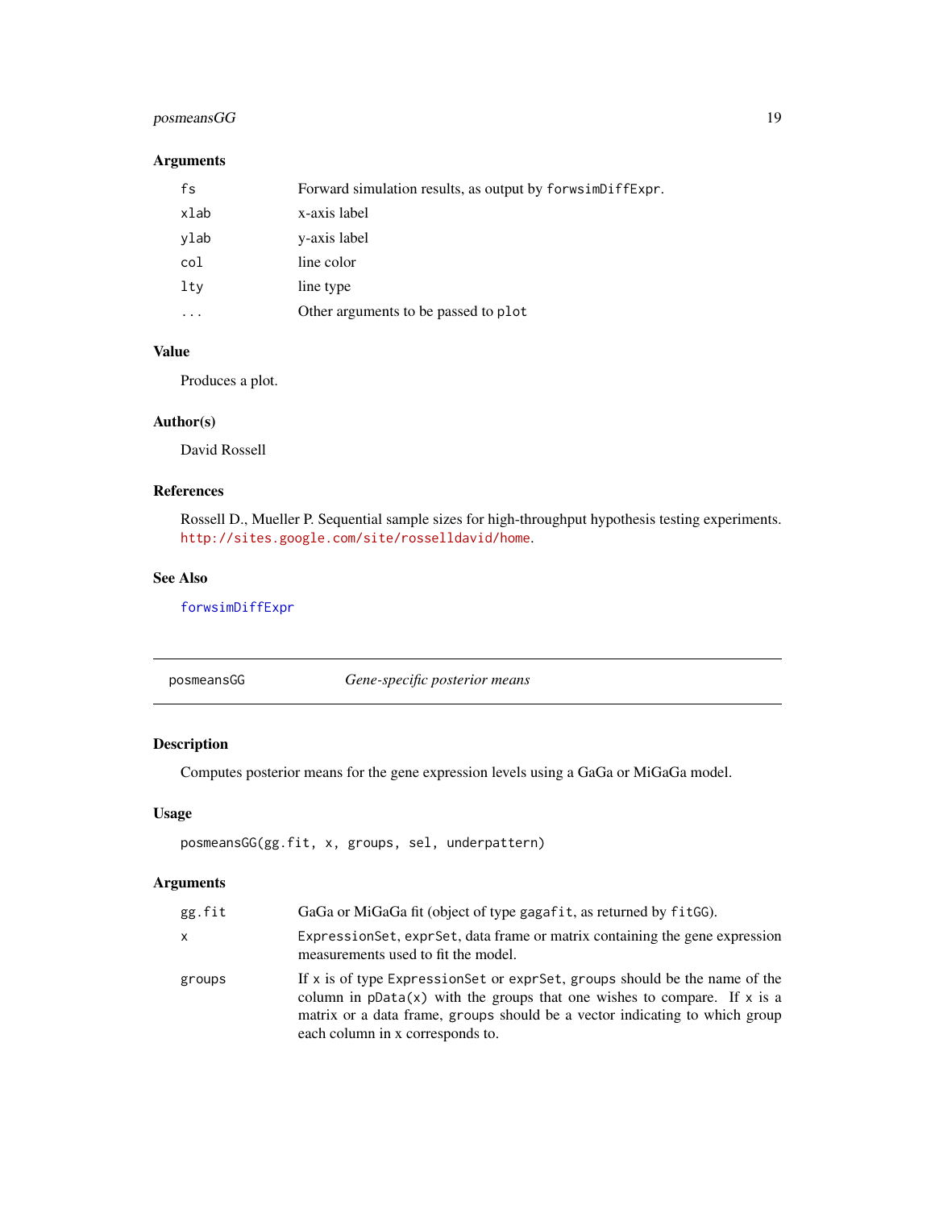## Arguments

| | |
|---|---|
| `fs` | Forward simulation results, as output by `forwsimDiffExpr`. |
| `xlab` | x-axis label |
| `ylab` | y-axis label |
| `col` | line color |
| `lty` | line type |
| `...` | Other arguments to be passed to `plot` |

## Value

Produces a plot.

## Author(s)

David Rossell

## References

Rossell D., Mueller P. Sequential sample sizes for high-throughput hypothesis testing experiments. http://sites.google.com/site/rosselldavid/home.

## See Also

`forwsimDiffExpr`

---

# posmeansGG — *Gene-specific posterior means*

## Description

Computes posterior means for the gene expression levels using a GaGa or MiGaGa model.

## Usage

```
posmeansGG(gg.fit, x, groups, sel, underpattern)
```

## Arguments

| | |
|---|---|
| `gg.fit` | GaGa or MiGaGa fit (object of type `gagafit`, as returned by `fitGG`). |
| `x` | `ExpressionSet`, `exprSet`, data frame or matrix containing the gene expression measurements used to fit the model. |
| `groups` | If `x` is of type `ExpressionSet` or `exprSet`, `groups` should be the name of the column in `pData(x)` with the groups that one wishes to compare. If `x` is a matrix or a data frame, `groups` should be a vector indicating to which group each column in x corresponds to. |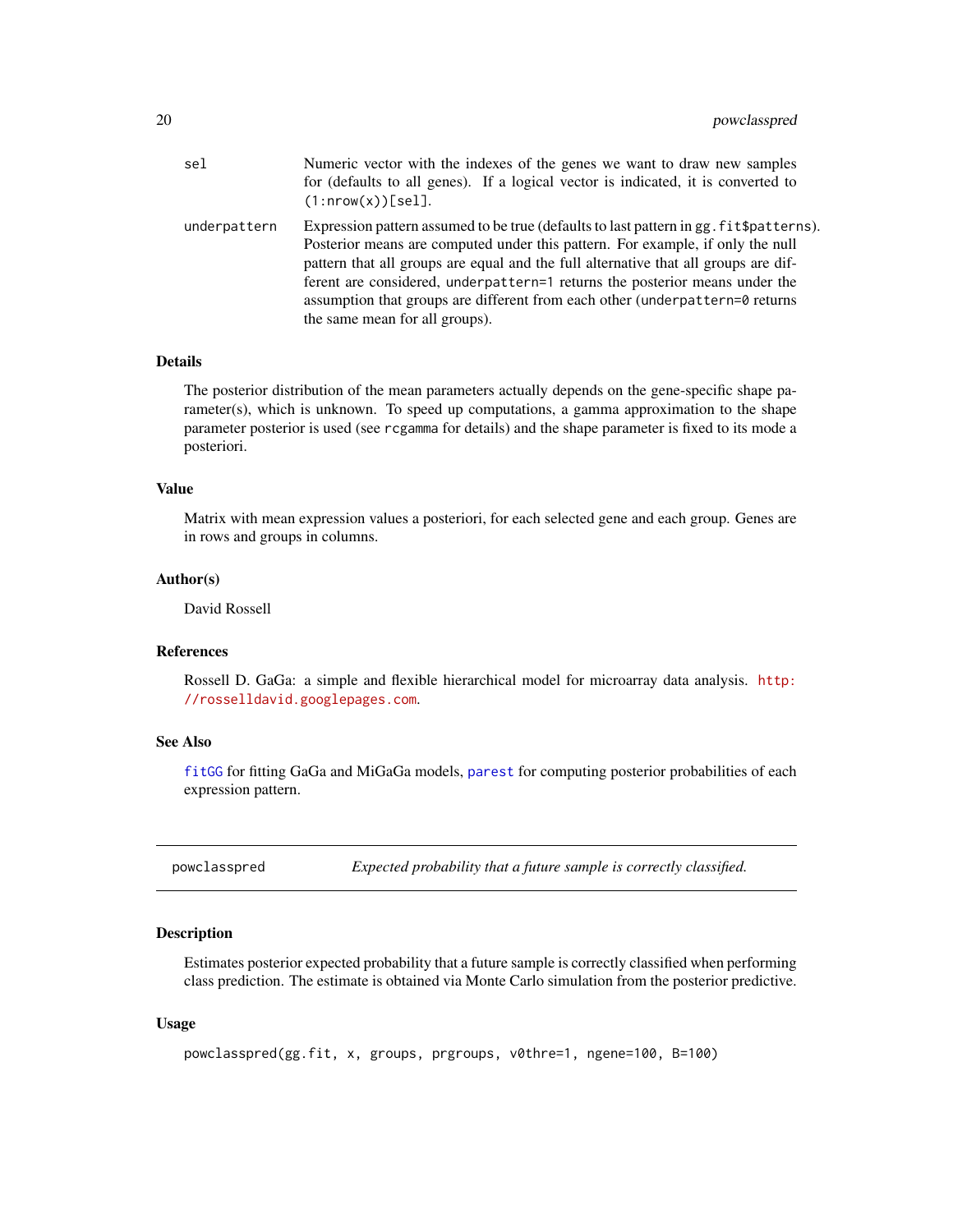| | |
|---|---|
| `sel` | Numeric vector with the indexes of the genes we want to draw new samples for (defaults to all genes). If a logical vector is indicated, it is converted to `(1:nrow(x))[sel]`. |
| `underpattern` | Expression pattern assumed to be true (defaults to last pattern in `gg.fit$patterns`). Posterior means are computed under this pattern. For example, if only the null pattern that all groups are equal and the full alternative that all groups are different are considered, `underpattern=1` returns the posterior means under the assumption that groups are different from each other (`underpattern=0` returns the same mean for all groups). |

## Details

The posterior distribution of the mean parameters actually depends on the gene-specific shape parameter(s), which is unknown. To speed up computations, a gamma approximation to the shape parameter posterior is used (see `rcgamma` for details) and the shape parameter is fixed to its mode a posteriori.

## Value

Matrix with mean expression values a posteriori, for each selected gene and each group. Genes are in rows and groups in columns.

## Author(s)

David Rossell

## References

Rossell D. GaGa: a simple and flexible hierarchical model for microarray data analysis. http://rosselldavid.googlepages.com.

## See Also

`fitGG` for fitting GaGa and MiGaGa models, `parest` for computing posterior probabilities of each expression pattern.

---

# powclasspred — *Expected probability that a future sample is correctly classified.*

## Description

Estimates posterior expected probability that a future sample is correctly classified when performing class prediction. The estimate is obtained via Monte Carlo simulation from the posterior predictive.

## Usage

```
powclasspred(gg.fit, x, groups, prgroups, v0thre=1, ngene=100, B=100)
```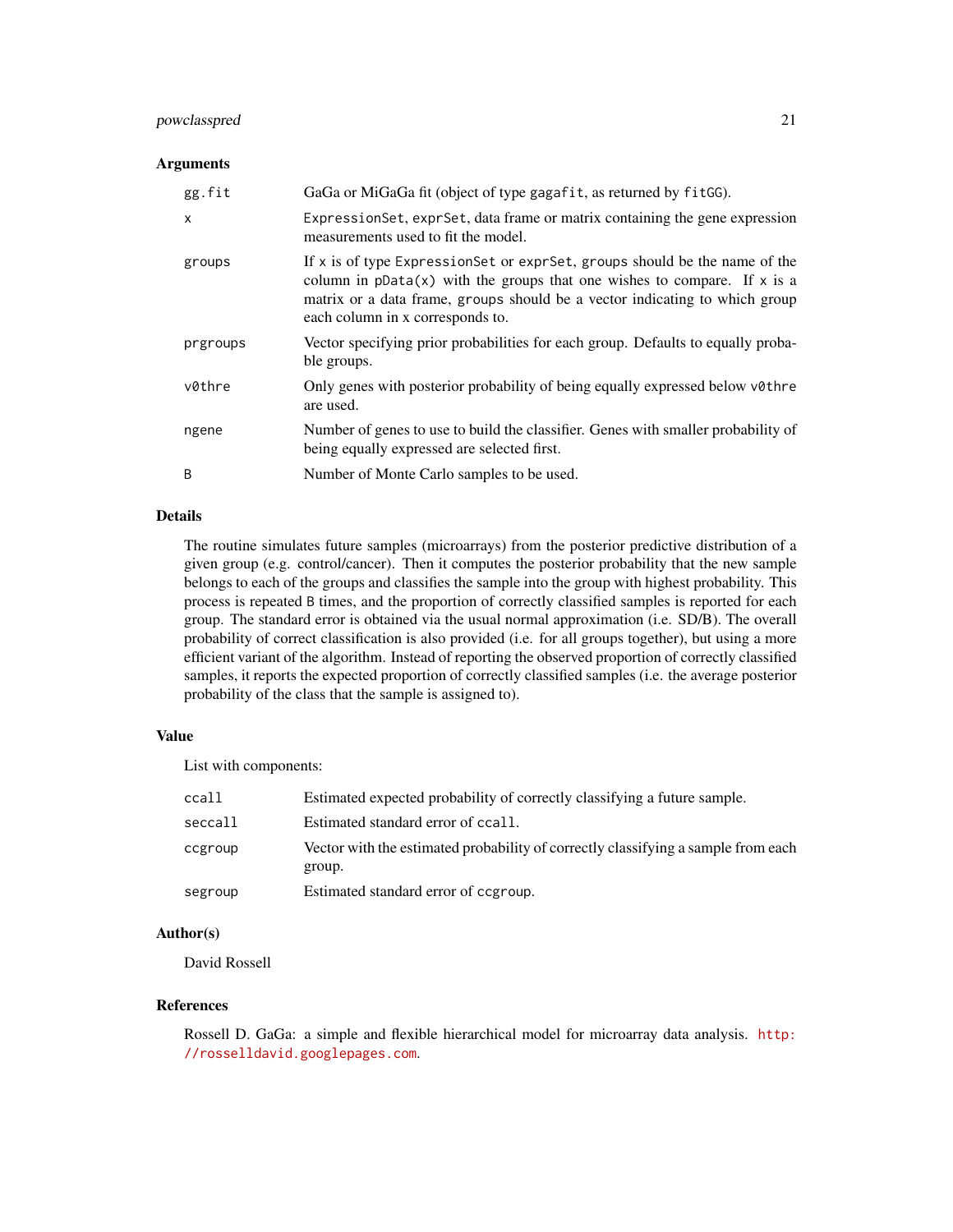## Arguments

| | |
|---|---|
| `gg.fit` | GaGa or MiGaGa fit (object of type `gagafit`, as returned by `fitGG`). |
| `x` | `ExpressionSet`, `exprSet`, data frame or matrix containing the gene expression measurements used to fit the model. |
| `groups` | If `x` is of type `ExpressionSet` or `exprSet`, `groups` should be the name of the column in `pData(x)` with the groups that one wishes to compare. If `x` is a matrix or a data frame, `groups` should be a vector indicating to which group each column in x corresponds to. |
| `prgroups` | Vector specifying prior probabilities for each group. Defaults to equally probable groups. |
| `v0thre` | Only genes with posterior probability of being equally expressed below `v0thre` are used. |
| `ngene` | Number of genes to use to build the classifier. Genes with smaller probability of being equally expressed are selected first. |
| `B` | Number of Monte Carlo samples to be used. |

## Details

The routine simulates future samples (microarrays) from the posterior predictive distribution of a given group (e.g. control/cancer). Then it computes the posterior probability that the new sample belongs to each of the groups and classifies the sample into the group with highest probability. This process is repeated `B` times, and the proportion of correctly classified samples is reported for each group. The standard error is obtained via the usual normal approximation (i.e. SD/B). The overall probability of correct classification is also provided (i.e. for all groups together), but using a more efficient variant of the algorithm. Instead of reporting the observed proportion of correctly classified samples, it reports the expected proportion of correctly classified samples (i.e. the average posterior probability of the class that the sample is assigned to).

## Value

List with components:

| | |
|---|---|
| `ccall` | Estimated expected probability of correctly classifying a future sample. |
| `seccall` | Estimated standard error of `ccall`. |
| `ccgroup` | Vector with the estimated probability of correctly classifying a sample from each group. |
| `segroup` | Estimated standard error of `ccgroup`. |

## Author(s)

David Rossell

## References

Rossell D. GaGa: a simple and flexible hierarchical model for microarray data analysis. http://rosselldavid.googlepages.com.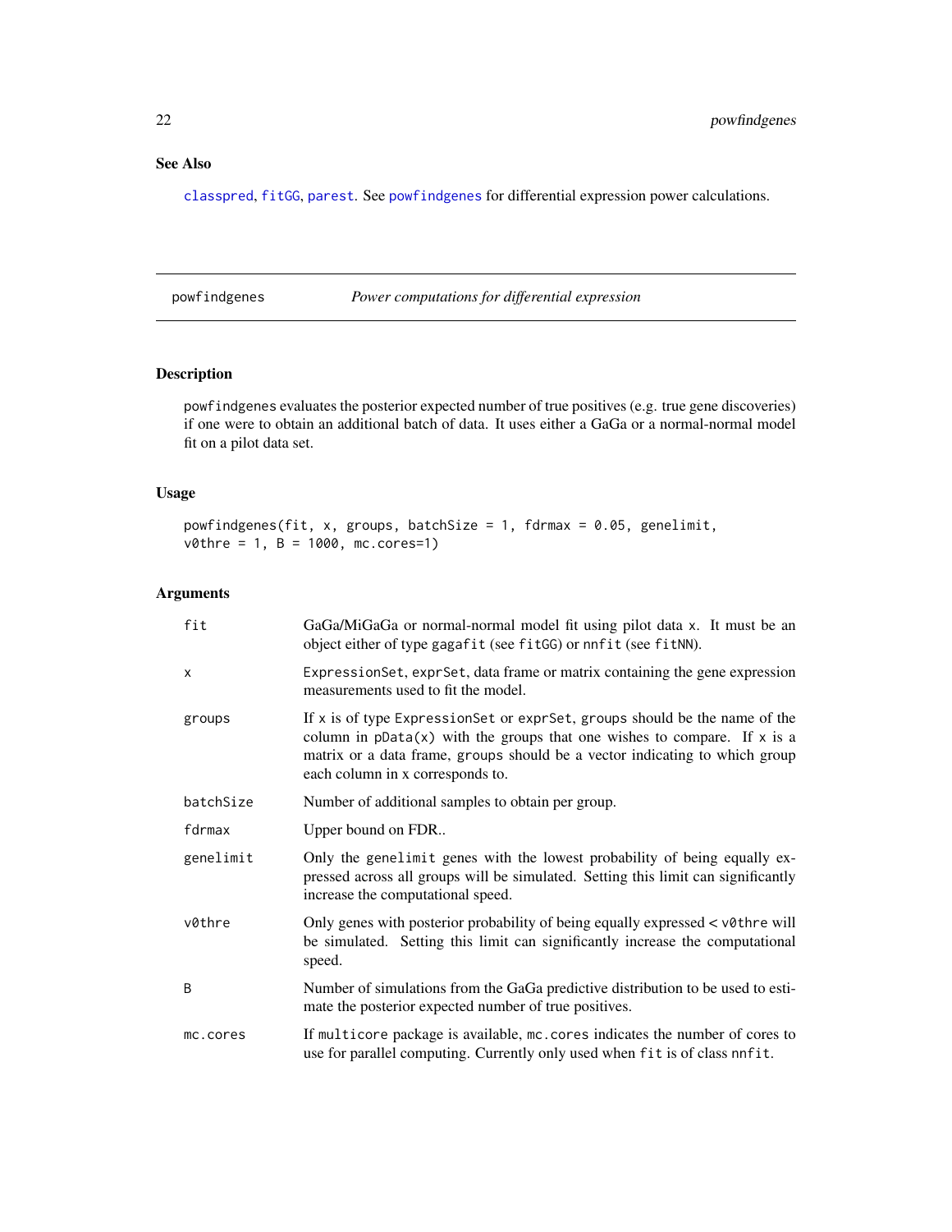## See Also

`classpred`, `fitGG`, `parest`. See `powfindgenes` for differential expression power calculations.

---

## powfindgenes — *Power computations for differential expression*

---

### Description

`powfindgenes` evaluates the posterior expected number of true positives (e.g. true gene discoveries) if one were to obtain an additional batch of data. It uses either a GaGa or a normal-normal model fit on a pilot data set.

### Usage

```
powfindgenes(fit, x, groups, batchSize = 1, fdrmax = 0.05, genelimit,
v0thre = 1, B = 1000, mc.cores=1)
```

### Arguments

| Argument | Description |
|---|---|
| `fit` | GaGa/MiGaGa or normal-normal model fit using pilot data `x`. It must be an object either of type `gagafit` (see `fitGG`) or `nnfit` (see `fitNN`). |
| `x` | `ExpressionSet`, `exprSet`, data frame or matrix containing the gene expression measurements used to fit the model. |
| `groups` | If `x` is of type `ExpressionSet` or `exprSet`, `groups` should be the name of the column in `pData(x)` with the groups that one wishes to compare. If `x` is a matrix or a data frame, `groups` should be a vector indicating to which group each column in `x` corresponds to. |
| `batchSize` | Number of additional samples to obtain per group. |
| `fdrmax` | Upper bound on FDR.. |
| `genelimit` | Only the `genelimit` genes with the lowest probability of being equally expressed across all groups will be simulated. Setting this limit can significantly increase the computational speed. |
| `v0thre` | Only genes with posterior probability of being equally expressed < `v0thre` will be simulated. Setting this limit can significantly increase the computational speed. |
| `B` | Number of simulations from the GaGa predictive distribution to be used to estimate the posterior expected number of true positives. |
| `mc.cores` | If `multicore` package is available, `mc.cores` indicates the number of cores to use for parallel computing. Currently only used when `fit` is of class `nnfit`. |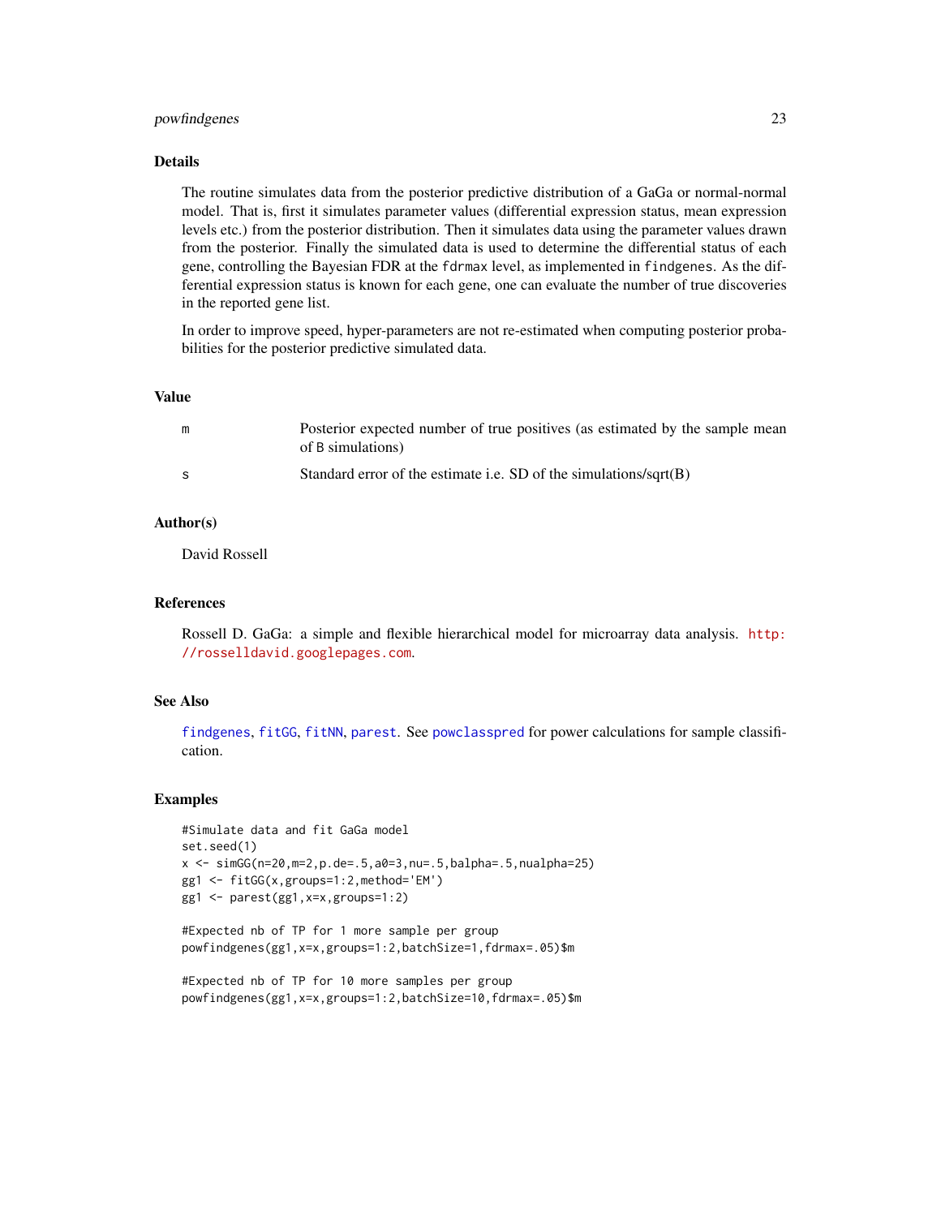## Details

The routine simulates data from the posterior predictive distribution of a GaGa or normal-normal model. That is, first it simulates parameter values (differential expression status, mean expression levels etc.) from the posterior distribution. Then it simulates data using the parameter values drawn from the posterior. Finally the simulated data is used to determine the differential status of each gene, controlling the Bayesian FDR at the `fdrmax` level, as implemented in `findgenes`. As the differential expression status is known for each gene, one can evaluate the number of true discoveries in the reported gene list.

In order to improve speed, hyper-parameters are not re-estimated when computing posterior probabilities for the posterior predictive simulated data.

## Value

| | |
|---|---|
| m | Posterior expected number of true positives (as estimated by the sample mean of B simulations) |
| s | Standard error of the estimate i.e. SD of the simulations/sqrt(B) |

## Author(s)

David Rossell

## References

Rossell D. GaGa: a simple and flexible hierarchical model for microarray data analysis. http://rosselldavid.googlepages.com.

## See Also

findgenes, fitGG, fitNN, parest. See powclasspred for power calculations for sample classification.

## Examples

```
#Simulate data and fit GaGa model
set.seed(1)
x <- simGG(n=20,m=2,p.de=.5,a0=3,nu=.5,balpha=.5,nualpha=25)
gg1 <- fitGG(x,groups=1:2,method='EM')
gg1 <- parest(gg1,x=x,groups=1:2)

#Expected nb of TP for 1 more sample per group
powfindgenes(gg1,x=x,groups=1:2,batchSize=1,fdrmax=.05)$m

#Expected nb of TP for 10 more samples per group
powfindgenes(gg1,x=x,groups=1:2,batchSize=10,fdrmax=.05)$m
```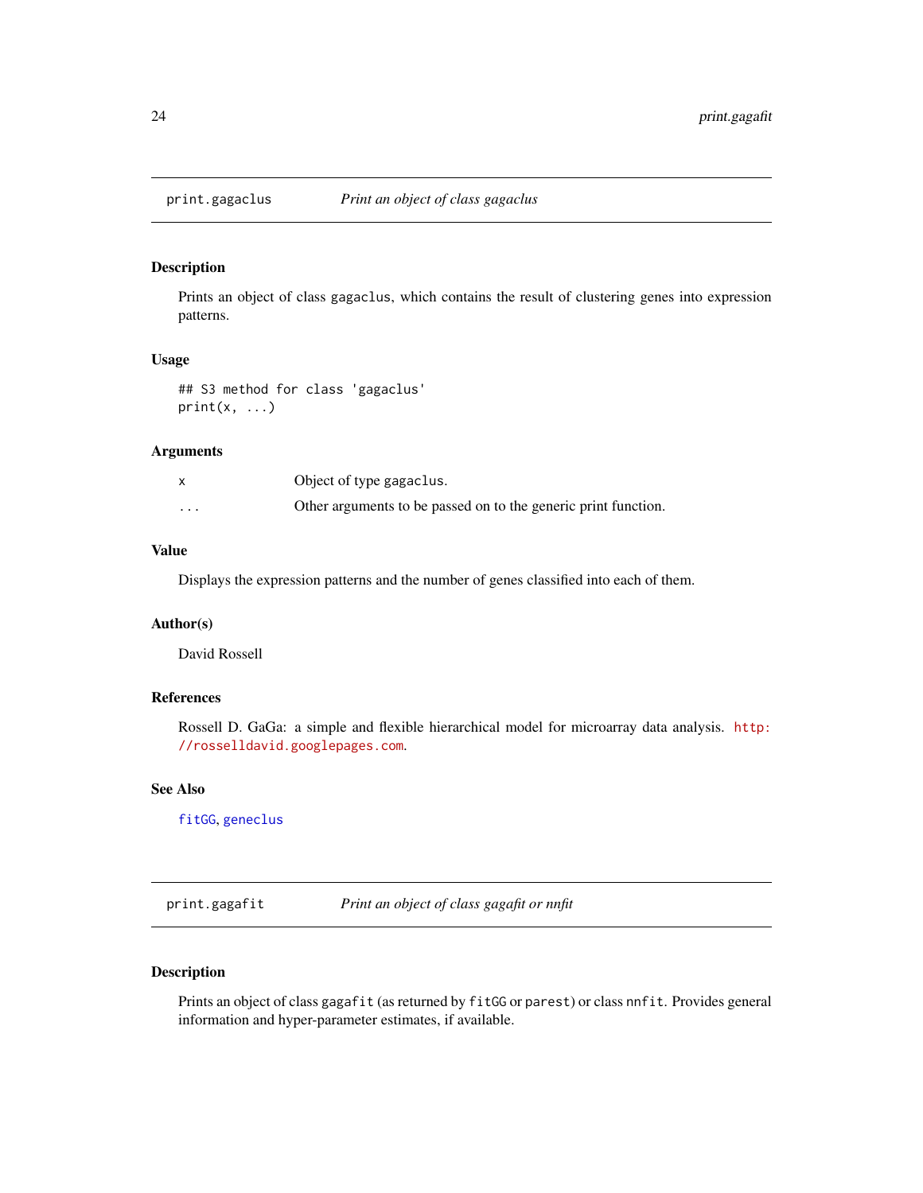## print.gagaclus — *Print an object of class gagaclus*

### Description

Prints an object of class gagaclus, which contains the result of clustering genes into expression patterns.

### Usage

```
## S3 method for class 'gagaclus'
print(x, ...)
```

### Arguments

| | |
|---|---|
| x | Object of type gagaclus. |
| ... | Other arguments to be passed on to the generic print function. |

### Value

Displays the expression patterns and the number of genes classified into each of them.

### Author(s)

David Rossell

### References

Rossell D. GaGa: a simple and flexible hierarchical model for microarray data analysis. http://rosselldavid.googlepages.com.

### See Also

fitGG, geneclus

## print.gagafit — *Print an object of class gagafit or nnfit*

### Description

Prints an object of class gagafit (as returned by fitGG or parest) or class nnfit. Provides general information and hyper-parameter estimates, if available.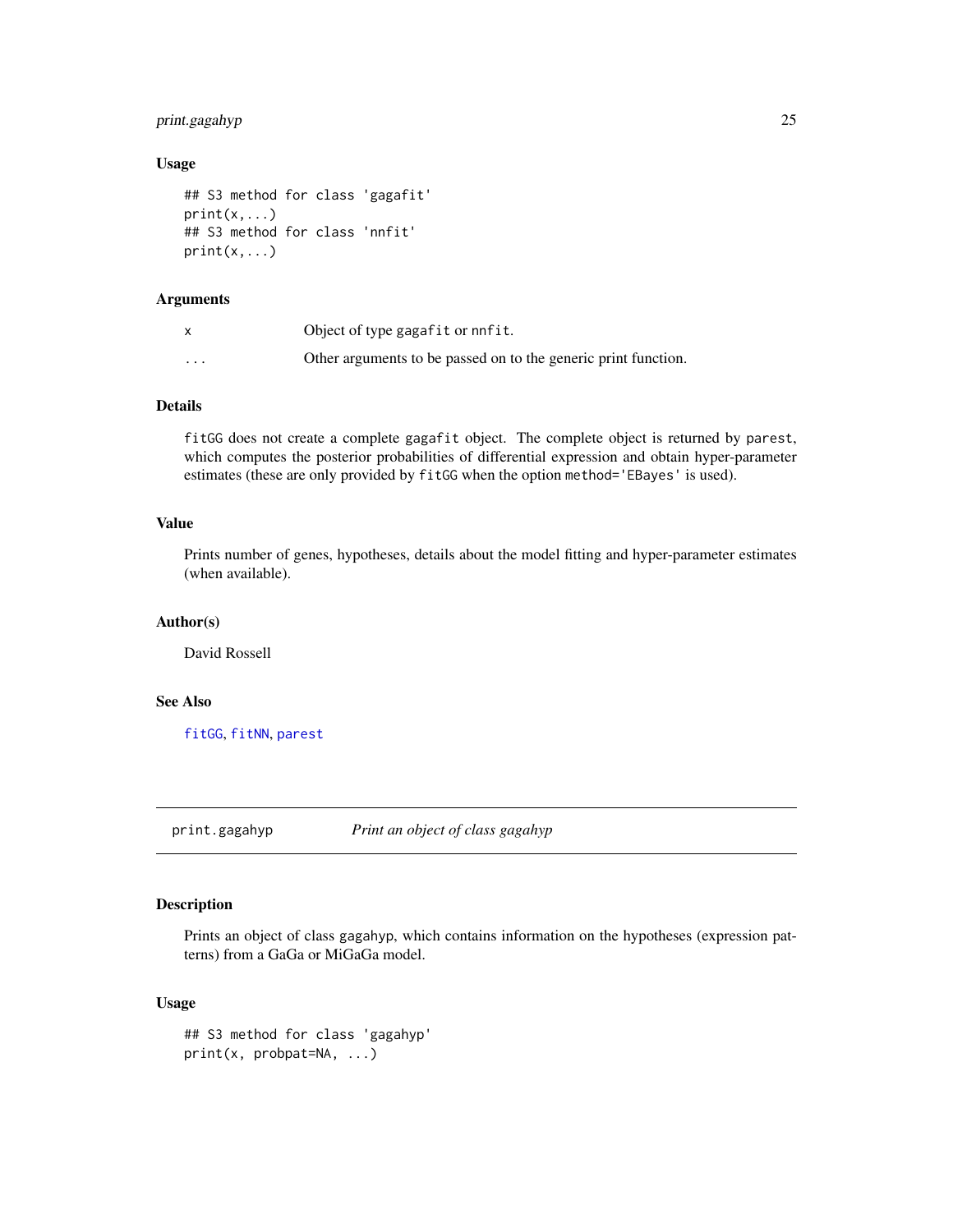### Usage

```
## S3 method for class 'gagafit'
print(x,...)
## S3 method for class 'nnfit'
print(x,...)
```

### Arguments

| | |
|---|---|
| x | Object of type gagafit or nnfit. |
| ... | Other arguments to be passed on to the generic print function. |

### Details

fitGG does not create a complete gagafit object. The complete object is returned by parest, which computes the posterior probabilities of differential expression and obtain hyper-parameter estimates (these are only provided by fitGG when the option method='EBayes' is used).

### Value

Prints number of genes, hypotheses, details about the model fitting and hyper-parameter estimates (when available).

### Author(s)

David Rossell

### See Also

fitGG, fitNN, parest

---

## print.gagahyp *Print an object of class gagahyp*

### Description

Prints an object of class gagahyp, which contains information on the hypotheses (expression patterns) from a GaGa or MiGaGa model.

### Usage

```
## S3 method for class 'gagahyp'
print(x, probpat=NA, ...)
```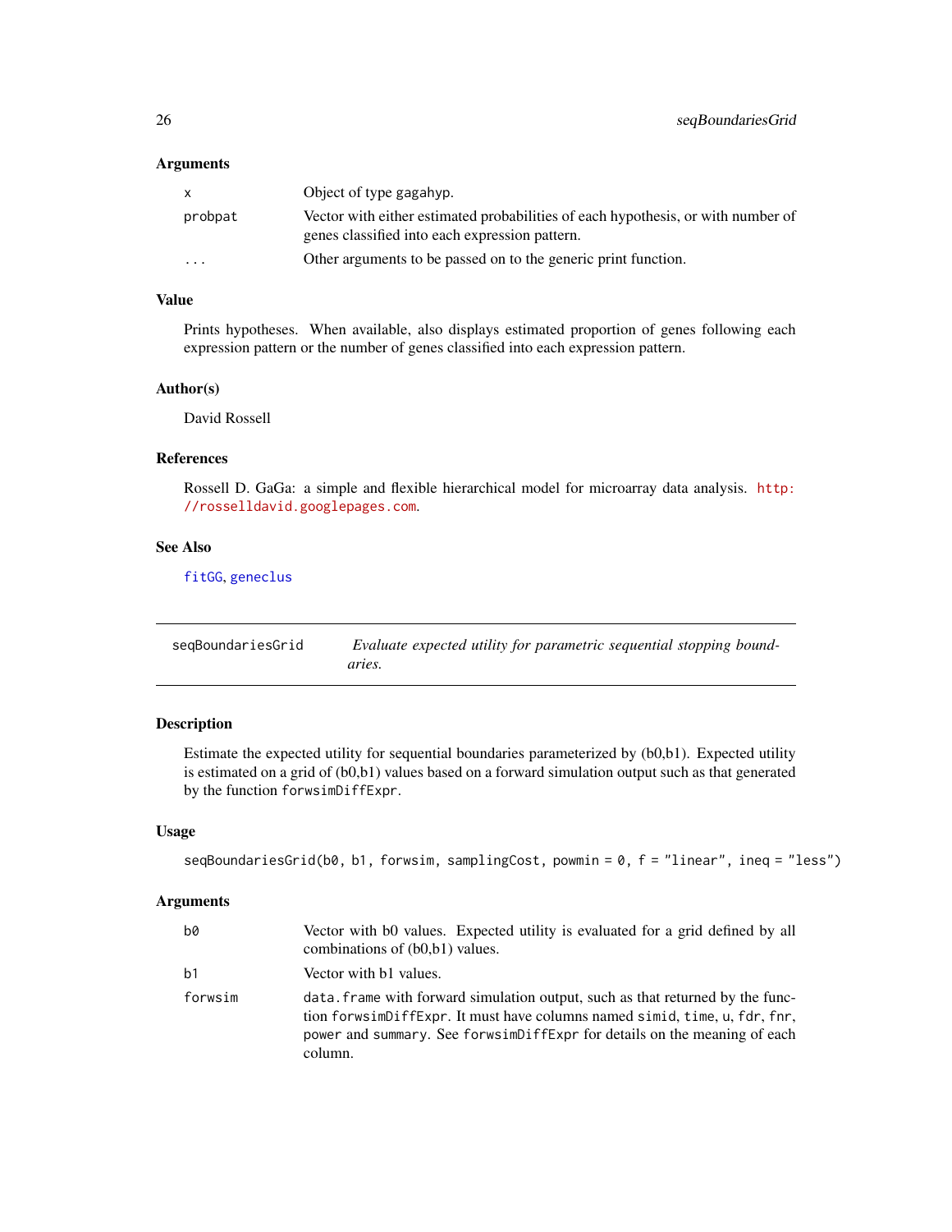### Arguments

| | |
|---|---|
| `x` | Object of type `gagahyp`. |
| `probpat` | Vector with either estimated probabilities of each hypothesis, or with number of genes classified into each expression pattern. |
| `...` | Other arguments to be passed on to the generic print function. |

### Value

Prints hypotheses. When available, also displays estimated proportion of genes following each expression pattern or the number of genes classified into each expression pattern.

### Author(s)

David Rossell

### References

Rossell D. GaGa: a simple and flexible hierarchical model for microarray data analysis. http://rosselldavid.googlepages.com.

### See Also

`fitGG`, `geneclus`

---

## seqBoundariesGrid — *Evaluate expected utility for parametric sequential stopping boundaries.*

---

### Description

Estimate the expected utility for sequential boundaries parameterized by (b0,b1). Expected utility is estimated on a grid of (b0,b1) values based on a forward simulation output such as that generated by the function `forwsimDiffExpr`.

### Usage

```
seqBoundariesGrid(b0, b1, forwsim, samplingCost, powmin = 0, f = "linear", ineq = "less")
```

### Arguments

| | |
|---|---|
| `b0` | Vector with b0 values. Expected utility is evaluated for a grid defined by all combinations of (b0,b1) values. |
| `b1` | Vector with b1 values. |
| `forwsim` | `data.frame` with forward simulation output, such as that returned by the function `forwsimDiffExpr`. It must have columns named `simid`, `time`, `u`, `fdr`, `fnr`, `power` and `summary`. See `forwsimDiffExpr` for details on the meaning of each column. |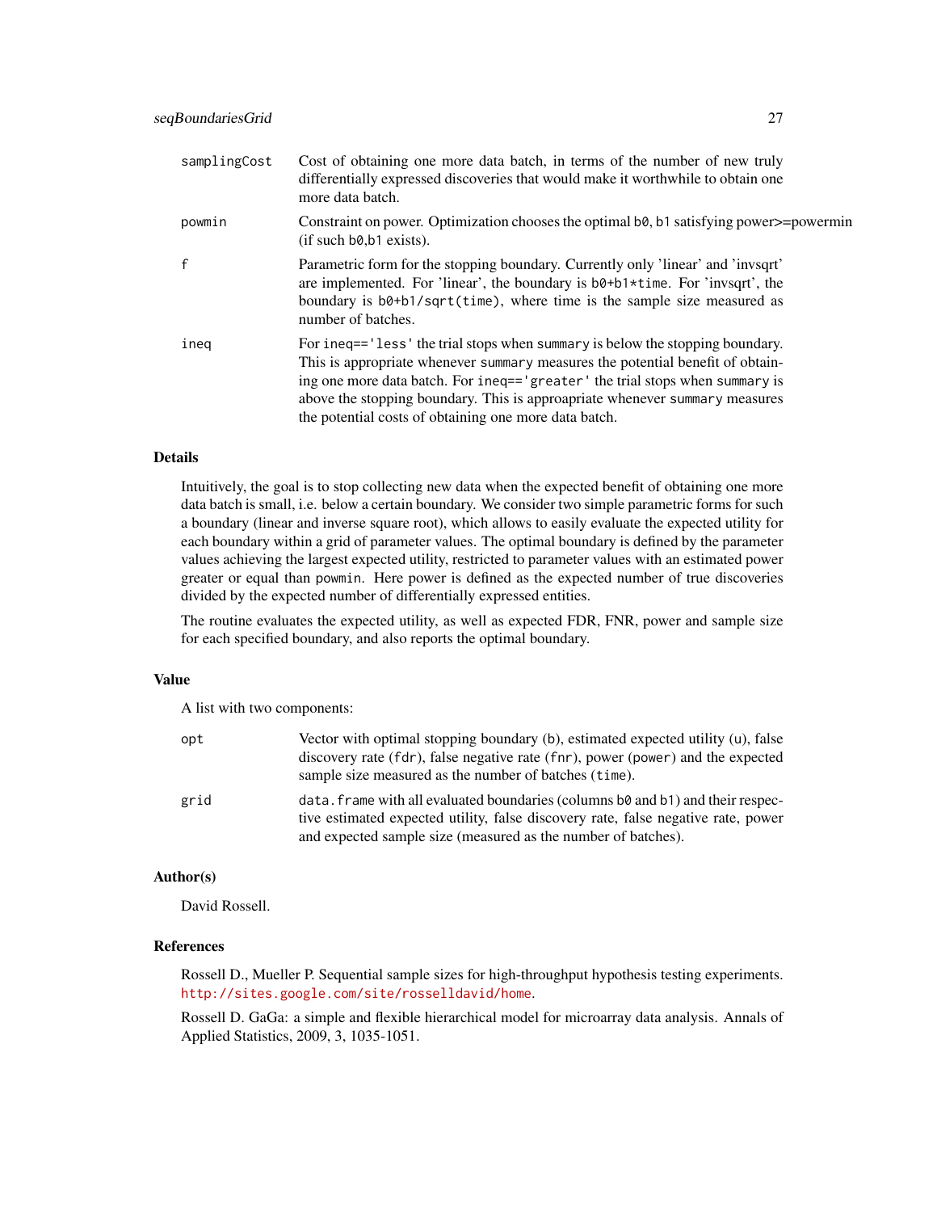samplingCost
: Cost of obtaining one more data batch, in terms of the number of new truly differentially expressed discoveries that would make it worthwhile to obtain one more data batch.

powmin
: Constraint on power. Optimization chooses the optimal `b0`, `b1` satisfying power>=powermin (if such `b0`,`b1` exists).

f
: Parametric form for the stopping boundary. Currently only 'linear' and 'invsqrt' are implemented. For 'linear', the boundary is `b0+b1*time`. For 'invsqrt', the boundary is `b0+b1/sqrt(time)`, where time is the sample size measured as number of batches.

ineq
: For `ineq=='less'` the trial stops when `summary` is below the stopping boundary. This is appropriate whenever `summary` measures the potential benefit of obtaining one more data batch. For `ineq=='greater'` the trial stops when `summary` is above the stopping boundary. This is approapriate whenever `summary` measures the potential costs of obtaining one more data batch.

### Details

Intuitively, the goal is to stop collecting new data when the expected benefit of obtaining one more data batch is small, i.e. below a certain boundary. We consider two simple parametric forms for such a boundary (linear and inverse square root), which allows to easily evaluate the expected utility for each boundary within a grid of parameter values. The optimal boundary is defined by the parameter values achieving the largest expected utility, restricted to parameter values with an estimated power greater or equal than `powmin`. Here power is defined as the expected number of true discoveries divided by the expected number of differentially expressed entities.

The routine evaluates the expected utility, as well as expected FDR, FNR, power and sample size for each specified boundary, and also reports the optimal boundary.

### Value

A list with two components:

opt
: Vector with optimal stopping boundary (`b`), estimated expected utility (`u`), false discovery rate (`fdr`), false negative rate (`fnr`), power (`power`) and the expected sample size measured as the number of batches (`time`).

grid
: `data.frame` with all evaluated boundaries (columns `b0` and `b1`) and their respective estimated expected utility, false discovery rate, false negative rate, power and expected sample size (measured as the number of batches).

### Author(s)

David Rossell.

### References

Rossell D., Mueller P. Sequential sample sizes for high-throughput hypothesis testing experiments. http://sites.google.com/site/rosselldavid/home.

Rossell D. GaGa: a simple and flexible hierarchical model for microarray data analysis. Annals of Applied Statistics, 2009, 3, 1035-1051.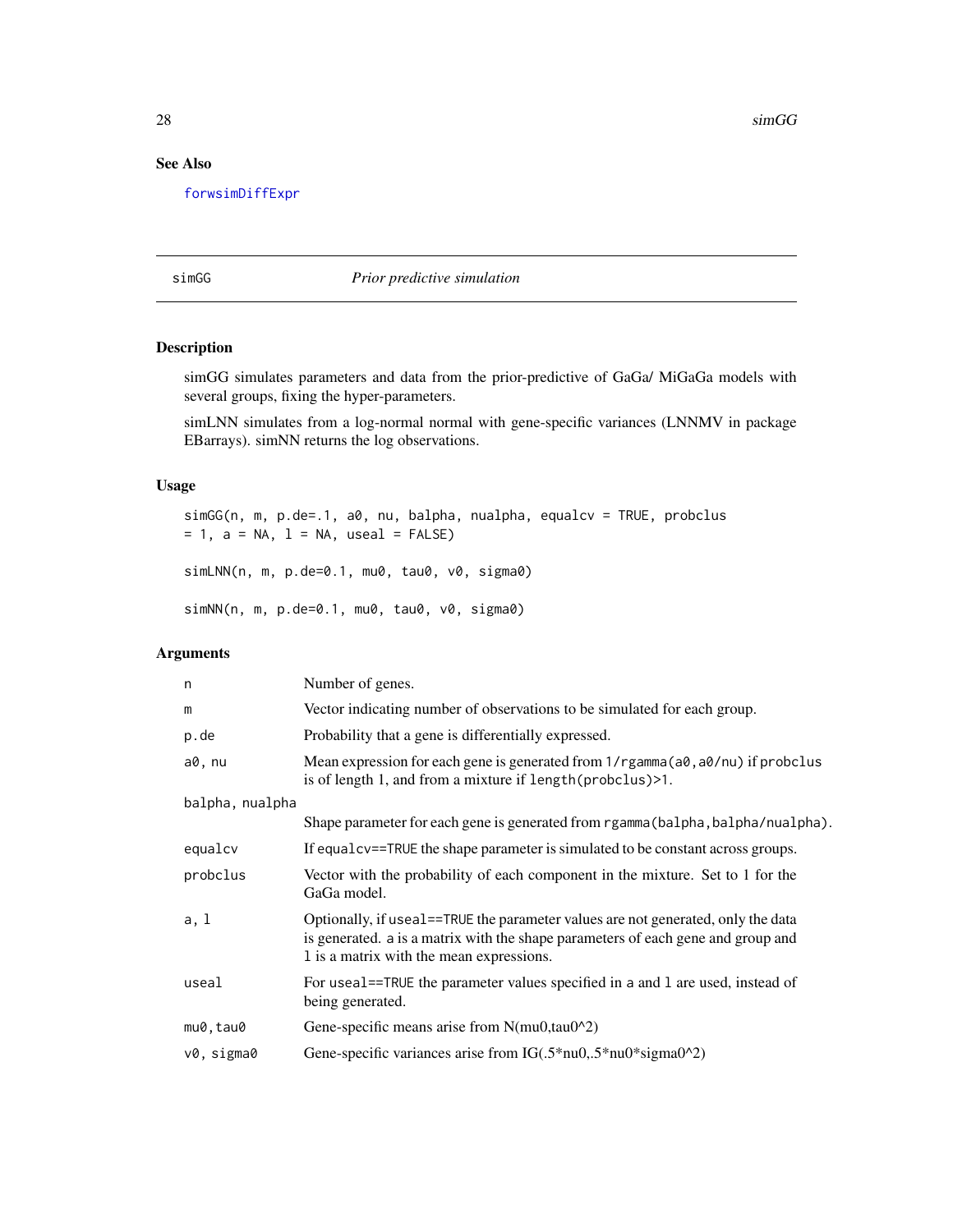### See Also

forwsimDiffExpr

---

## simGG *Prior predictive simulation*

---

### Description

simGG simulates parameters and data from the prior-predictive of GaGa/ MiGaGa models with several groups, fixing the hyper-parameters.

simLNN simulates from a log-normal normal with gene-specific variances (LNNMV in package EBarrays). simNN returns the log observations.

### Usage

```
simGG(n, m, p.de=.1, a0, nu, balpha, nualpha, equalcv = TRUE, probclus
= 1, a = NA, l = NA, useal = FALSE)

simLNN(n, m, p.de=0.1, mu0, tau0, v0, sigma0)

simNN(n, m, p.de=0.1, mu0, tau0, v0, sigma0)
```

### Arguments

| | |
|---|---|
| n | Number of genes. |
| m | Vector indicating number of observations to be simulated for each group. |
| p.de | Probability that a gene is differentially expressed. |
| a0, nu | Mean expression for each gene is generated from `1/rgamma(a0,a0/nu)` if `probclus` is of length 1, and from a mixture if `length(probclus)>1`. |
| balpha, nualpha | Shape parameter for each gene is generated from `rgamma(balpha,balpha/nualpha)`. |
| equalcv | If `equalcv==TRUE` the shape parameter is simulated to be constant across groups. |
| probclus | Vector with the probability of each component in the mixture. Set to 1 for the GaGa model. |
| a, l | Optionally, if `useal==TRUE` the parameter values are not generated, only the data is generated. `a` is a matrix with the shape parameters of each gene and group and `l` is a matrix with the mean expressions. |
| useal | For `useal==TRUE` the parameter values specified in `a` and `l` are used, instead of being generated. |
| mu0,tau0 | Gene-specific means arise from N(mu0,tau0^2) |
| v0, sigma0 | Gene-specific variances arise from IG(.5*nu0,.5*nu0*sigma0^2) |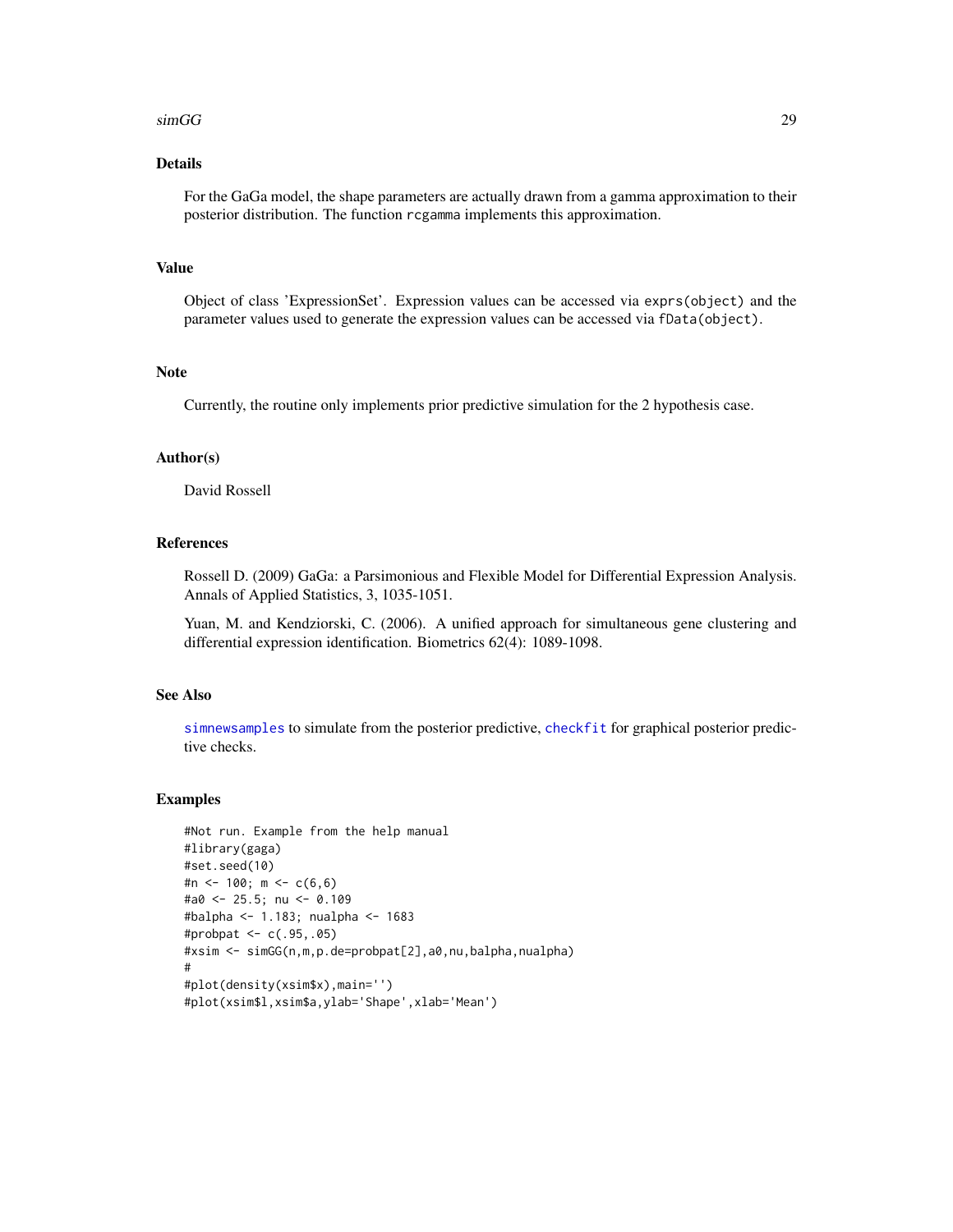## Details

For the GaGa model, the shape parameters are actually drawn from a gamma approximation to their posterior distribution. The function `rcgamma` implements this approximation.

## Value

Object of class 'ExpressionSet'. Expression values can be accessed via `exprs(object)` and the parameter values used to generate the expression values can be accessed via `fData(object)`.

## Note

Currently, the routine only implements prior predictive simulation for the 2 hypothesis case.

## Author(s)

David Rossell

## References

Rossell D. (2009) GaGa: a Parsimonious and Flexible Model for Differential Expression Analysis. Annals of Applied Statistics, 3, 1035-1051.

Yuan, M. and Kendziorski, C. (2006). A unified approach for simultaneous gene clustering and differential expression identification. Biometrics 62(4): 1089-1098.

## See Also

`simnewsamples` to simulate from the posterior predictive, `checkfit` for graphical posterior predictive checks.

## Examples

```
#Not run. Example from the help manual
#library(gaga)
#set.seed(10)
#n <- 100; m <- c(6,6)
#a0 <- 25.5; nu <- 0.109
#balpha <- 1.183; nualpha <- 1683
#probpat <- c(.95,.05)
#xsim <- simGG(n,m,p.de=probpat[2],a0,nu,balpha,nualpha)
#
#plot(density(xsim$x),main='')
#plot(xsim$l,xsim$a,ylab='Shape',xlab='Mean')
```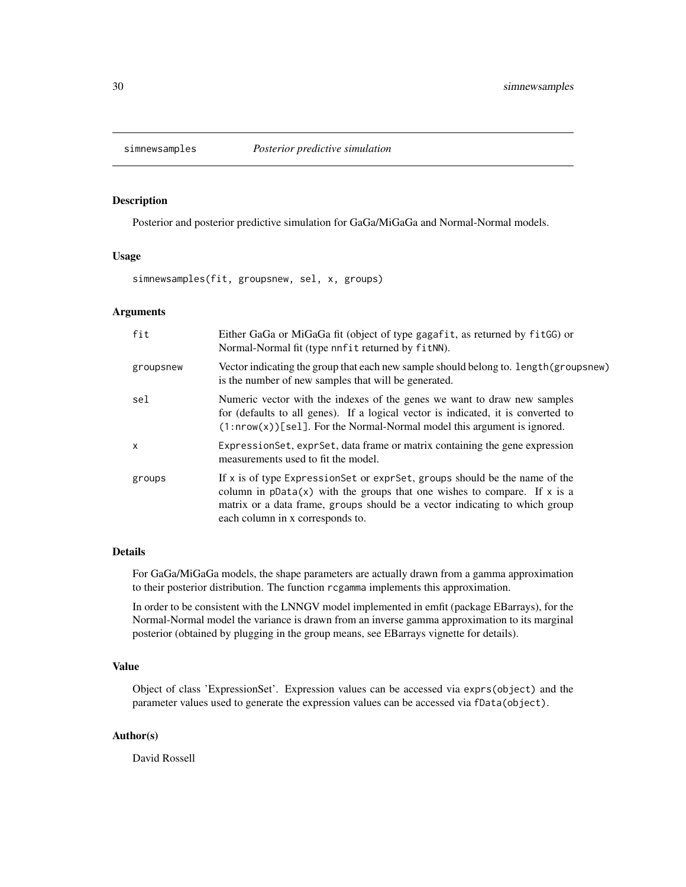## simnewsamples *Posterior predictive simulation*

### Description

Posterior and posterior predictive simulation for GaGa/MiGaGa and Normal-Normal models.

### Usage

```
simnewsamples(fit, groupsnew, sel, x, groups)
```

### Arguments

| | |
|---|---|
| `fit` | Either GaGa or MiGaGa fit (object of type `gagafit`, as returned by `fitGG`) or Normal-Normal fit (type `nnfit` returned by `fitNN`). |
| `groupsnew` | Vector indicating the group that each new sample should belong to. `length(groupsnew)` is the number of new samples that will be generated. |
| `sel` | Numeric vector with the indexes of the genes we want to draw new samples for (defaults to all genes). If a logical vector is indicated, it is converted to `(1:nrow(x))[sel]`. For the Normal-Normal model this argument is ignored. |
| `x` | `ExpressionSet`, `exprSet`, data frame or matrix containing the gene expression measurements used to fit the model. |
| `groups` | If `x` is of type `ExpressionSet` or `exprSet`, `groups` should be the name of the column in `pData(x)` with the groups that one wishes to compare. If `x` is a matrix or a data frame, `groups` should be a vector indicating to which group each column in x corresponds to. |

### Details

For GaGa/MiGaGa models, the shape parameters are actually drawn from a gamma approximation to their posterior distribution. The function `rcgamma` implements this approximation.

In order to be consistent with the LNNGV model implemented in emfit (package EBarrays), for the Normal-Normal model the variance is drawn from an inverse gamma approximation to its marginal posterior (obtained by plugging in the group means, see EBarrays vignette for details).

### Value

Object of class 'ExpressionSet'. Expression values can be accessed via `exprs(object)` and the parameter values used to generate the expression values can be accessed via `fData(object)`.

### Author(s)

David Rossell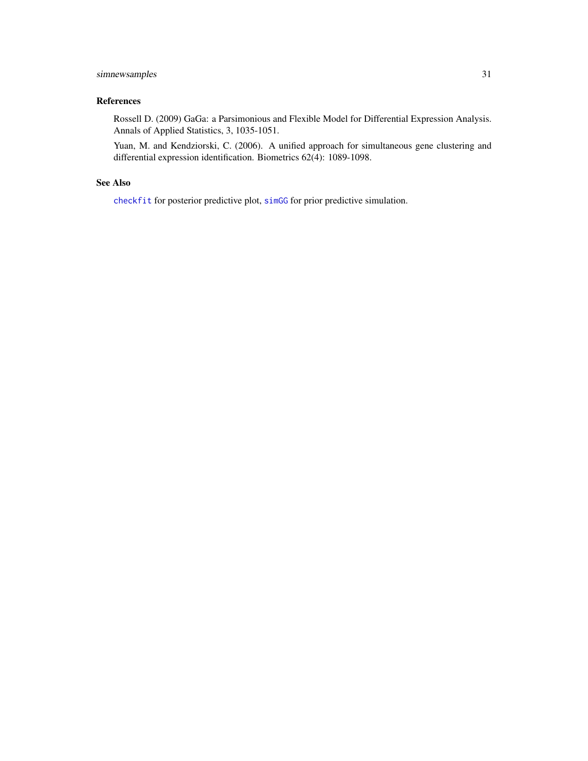## References

Rossell D. (2009) GaGa: a Parsimonious and Flexible Model for Differential Expression Analysis. Annals of Applied Statistics, 3, 1035-1051.

Yuan, M. and Kendziorski, C. (2006). A unified approach for simultaneous gene clustering and differential expression identification. Biometrics 62(4): 1089-1098.

## See Also

`checkfit` for posterior predictive plot, `simGG` for prior predictive simulation.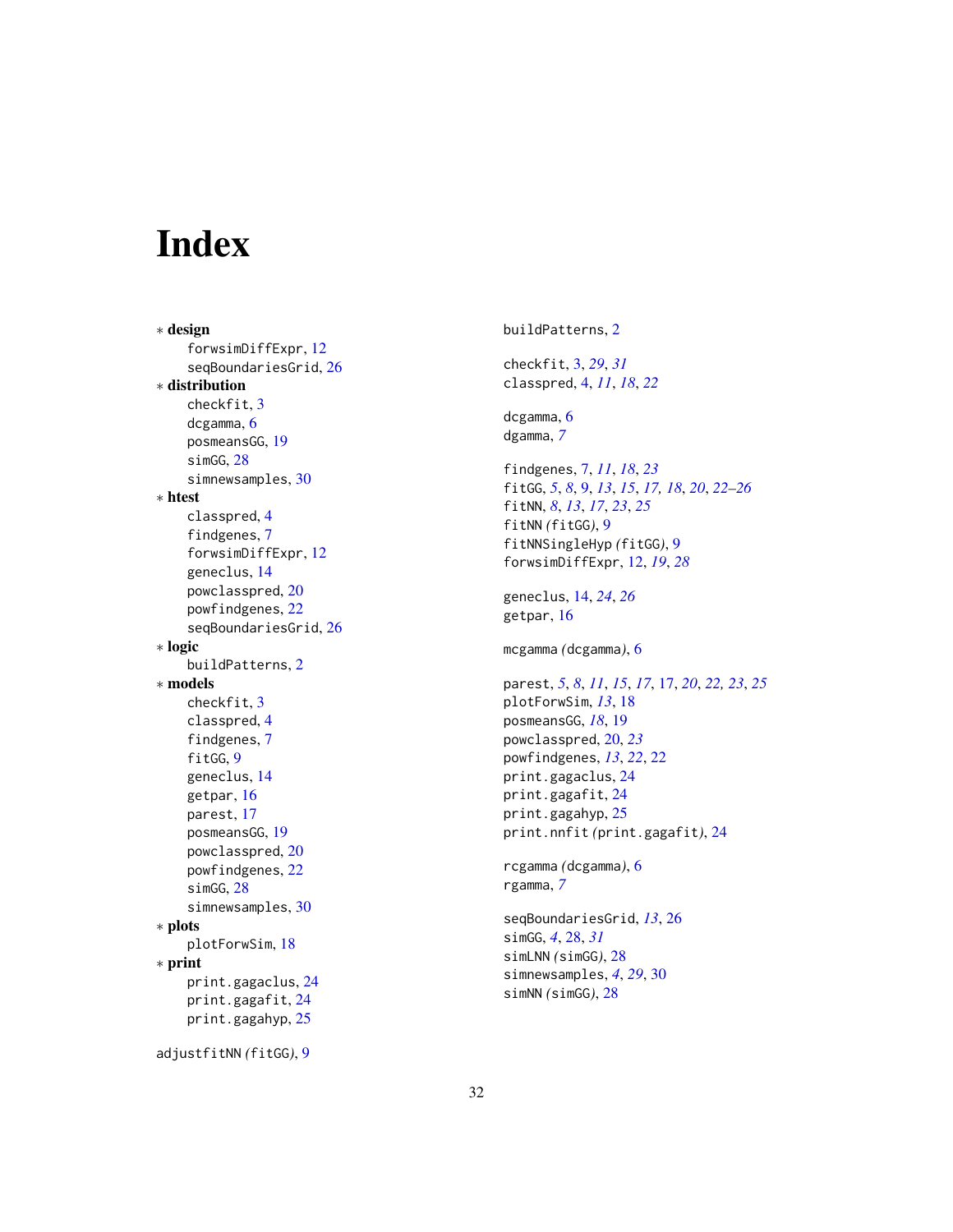# Index

* **design**
  - forwsimDiffExpr, 12
  - seqBoundariesGrid, 26
* **distribution**
  - checkfit, 3
  - dcgamma, 6
  - posmeansGG, 19
  - simGG, 28
  - simnewsamples, 30
* **htest**
  - classpred, 4
  - findgenes, 7
  - forwsimDiffExpr, 12
  - geneclus, 14
  - powclasspred, 20
  - powfindgenes, 22
  - seqBoundariesGrid, 26
* **logic**
  - buildPatterns, 2
* **models**
  - checkfit, 3
  - classpred, 4
  - findgenes, 7
  - fitGG, 9
  - geneclus, 14
  - getpar, 16
  - parest, 17
  - posmeansGG, 19
  - powclasspred, 20
  - powfindgenes, 22
  - simGG, 28
  - simnewsamples, 30
* **plots**
  - plotForwSim, 18
* **print**
  - print.gagaclus, 24
  - print.gagafit, 24
  - print.gagahyp, 25

adjustfitNN *(fitGG)*, 9

buildPatterns, 2

checkfit, 3, *29*, *31*
classpred, 4, *11*, *18*, *22*

dcgamma, 6
dgamma, *7*

findgenes, 7, *11*, *18*, *23*
fitGG, *5*, *8*, 9, *13*, *15*, *17*, *18*, *20*, *22–26*
fitNN, *8*, *13*, *17*, *23*, *25*
fitNN *(fitGG)*, 9
fitNNSingleHyp *(fitGG)*, 9
forwsimDiffExpr, 12, *19*, *28*

geneclus, 14, *24*, *26*
getpar, 16

mcgamma *(dcgamma)*, 6

parest, *5*, *8*, *11*, *15*, *17*, 17, *20*, *22*, *23*, *25*
plotForwSim, *13*, 18
posmeansGG, *18*, 19
powclasspred, 20, *23*
powfindgenes, *13*, *22*, 22
print.gagaclus, 24
print.gagafit, 24
print.gagahyp, 25
print.nnfit *(print.gagafit)*, 24

rcgamma *(dcgamma)*, 6
rgamma, *7*

seqBoundariesGrid, *13*, 26
simGG, *4*, 28, *31*
simLNN *(simGG)*, 28
simnewsamples, *4*, *29*, 30
simNN *(simGG)*, 28